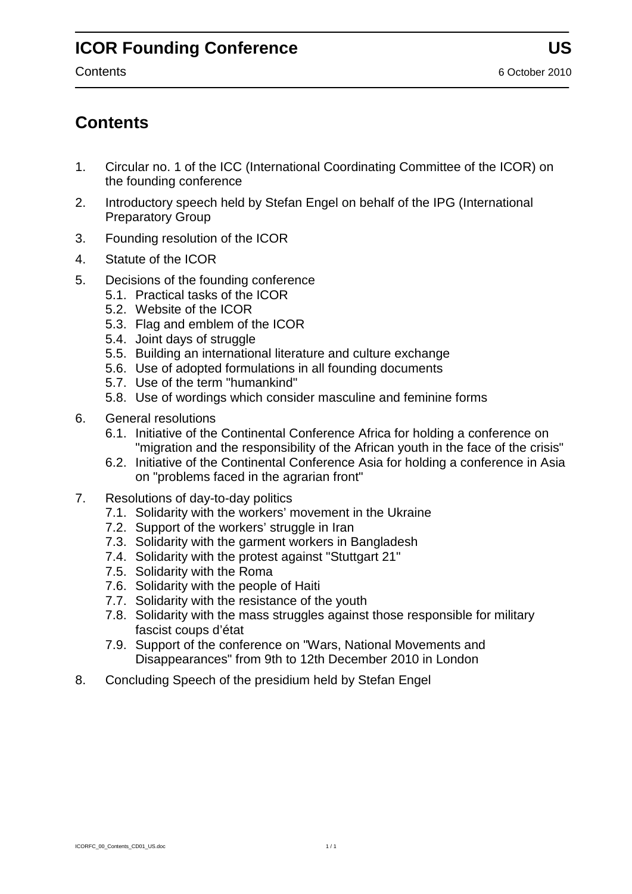# Contents

1. Circular no. 1 of the ICC (International Coordinating Committee of the ICOR) on the founding conference
2. Introductory speech held by Stefan Engel on behalf of the IPG (International Preparatory Group
3. Founding resolution of the ICOR
4. Statute of the ICOR
5. Decisions of the founding conference
   - 5.1. Practical tasks of the ICOR
   - 5.2. Website of the ICOR
   - 5.3. Flag and emblem of the ICOR
   - 5.4. Joint days of struggle
   - 5.5. Building an international literature and culture exchange
   - 5.6. Use of adopted formulations in all founding documents
   - 5.7. Use of the term "humankind"
   - 5.8. Use of wordings which consider masculine and feminine forms
6. General resolutions
   - 6.1. Initiative of the Continental Conference Africa for holding a conference on "migration and the responsibility of the African youth in the face of the crisis"
   - 6.2. Initiative of the Continental Conference Asia for holding a conference in Asia on "problems faced in the agrarian front"
7. Resolutions of day-to-day politics
   - 7.1. Solidarity with the workers' movement in the Ukraine
   - 7.2. Support of the workers' struggle in Iran
   - 7.3. Solidarity with the garment workers in Bangladesh
   - 7.4. Solidarity with the protest against "Stuttgart 21"
   - 7.5. Solidarity with the Roma
   - 7.6. Solidarity with the people of Haiti
   - 7.7. Solidarity with the resistance of the youth
   - 7.8. Solidarity with the mass struggles against those responsible for military fascist coups d'état
   - 7.9. Support of the conference on "Wars, National Movements and Disappearances" from 9th to 12th December 2010 in London
8. Concluding Speech of the presidium held by Stefan Engel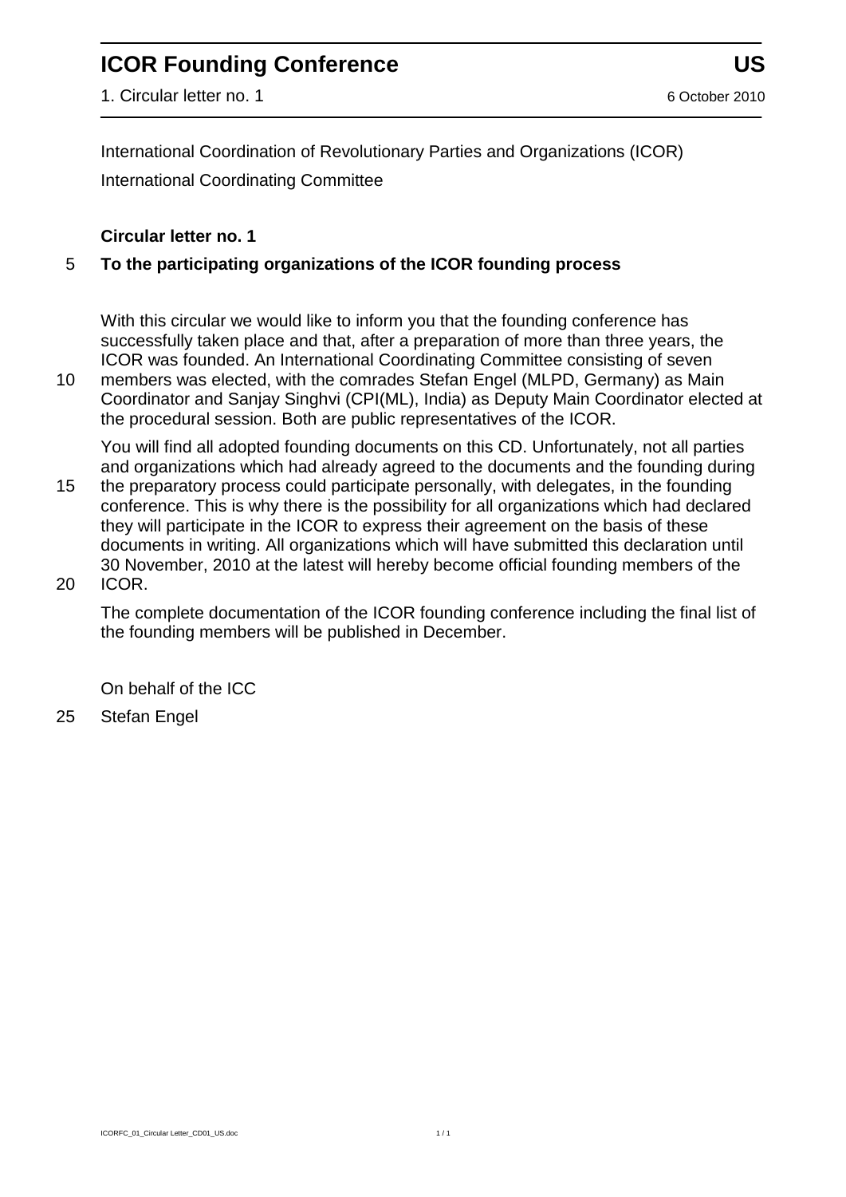# ICOR Founding Conference

1. Circular letter no. 1

6 October 2010

International Coordination of Revolutionary Parties and Organizations (ICOR)

International Coordinating Committee

**Circular letter no. 1**

**To the participating organizations of the ICOR founding process**

With this circular we would like to inform you that the founding conference has successfully taken place and that, after a preparation of more than three years, the ICOR was founded. An International Coordinating Committee consisting of seven members was elected, with the comrades Stefan Engel (MLPD, Germany) as Main Coordinator and Sanjay Singhvi (CPI(ML), India) as Deputy Main Coordinator elected at the procedural session. Both are public representatives of the ICOR.

You will find all adopted founding documents on this CD. Unfortunately, not all parties and organizations which had already agreed to the documents and the founding during the preparatory process could participate personally, with delegates, in the founding conference. This is why there is the possibility for all organizations which had declared they will participate in the ICOR to express their agreement on the basis of these documents in writing. All organizations which will have submitted this declaration until 30 November, 2010 at the latest will hereby become official founding members of the ICOR.

The complete documentation of the ICOR founding conference including the final list of the founding members will be published in December.

On behalf of the ICC

Stefan Engel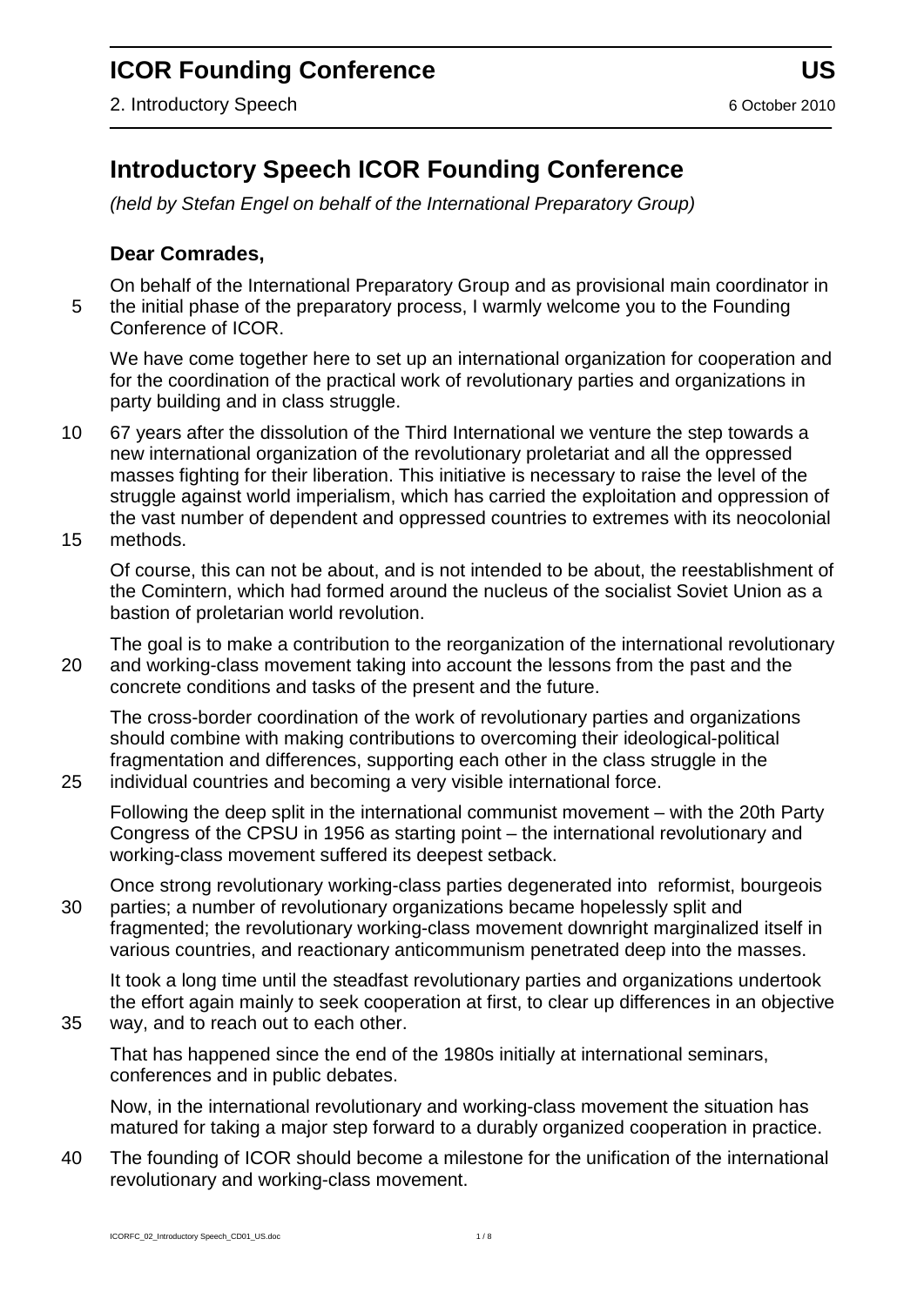# Introductory Speech ICOR Founding Conference

*(held by Stefan Engel on behalf of the International Preparatory Group)*

**Dear Comrades,**

On behalf of the International Preparatory Group and as provisional main coordinator in the initial phase of the preparatory process, I warmly welcome you to the Founding Conference of ICOR.

We have come together here to set up an international organization for cooperation and for the coordination of the practical work of revolutionary parties and organizations in party building and in class struggle.

67 years after the dissolution of the Third International we venture the step towards a new international organization of the revolutionary proletariat and all the oppressed masses fighting for their liberation. This initiative is necessary to raise the level of the struggle against world imperialism, which has carried the exploitation and oppression of the vast number of dependent and oppressed countries to extremes with its neocolonial methods.

Of course, this can not be about, and is not intended to be about, the reestablishment of the Comintern, which had formed around the nucleus of the socialist Soviet Union as a bastion of proletarian world revolution.

The goal is to make a contribution to the reorganization of the international revolutionary and working-class movement taking into account the lessons from the past and the concrete conditions and tasks of the present and the future.

The cross-border coordination of the work of revolutionary parties and organizations should combine with making contributions to overcoming their ideological-political fragmentation and differences, supporting each other in the class struggle in the individual countries and becoming a very visible international force.

Following the deep split in the international communist movement – with the 20th Party Congress of the CPSU in 1956 as starting point – the international revolutionary and working-class movement suffered its deepest setback.

Once strong revolutionary working-class parties degenerated into reformist, bourgeois parties; a number of revolutionary organizations became hopelessly split and fragmented; the revolutionary working-class movement downright marginalized itself in various countries, and reactionary anticommunism penetrated deep into the masses.

It took a long time until the steadfast revolutionary parties and organizations undertook the effort again mainly to seek cooperation at first, to clear up differences in an objective way, and to reach out to each other.

That has happened since the end of the 1980s initially at international seminars, conferences and in public debates.

Now, in the international revolutionary and working-class movement the situation has matured for taking a major step forward to a durably organized cooperation in practice.

The founding of ICOR should become a milestone for the unification of the international revolutionary and working-class movement.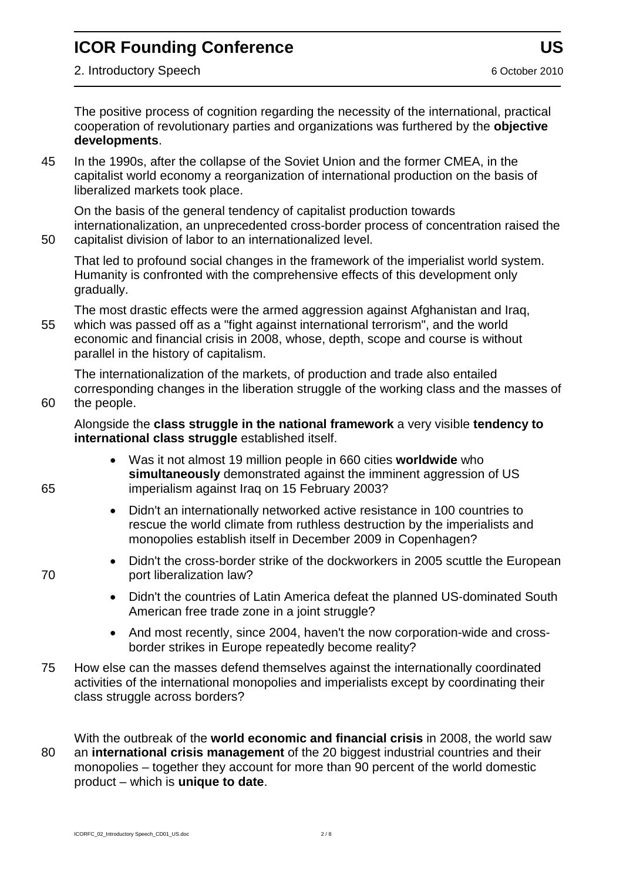The positive process of cognition regarding the necessity of the international, practical cooperation of revolutionary parties and organizations was furthered by the **objective developments**.

In the 1990s, after the collapse of the Soviet Union and the former CMEA, in the capitalist world economy a reorganization of international production on the basis of liberalized markets took place.

On the basis of the general tendency of capitalist production towards internationalization, an unprecedented cross-border process of concentration raised the capitalist division of labor to an internationalized level.

That led to profound social changes in the framework of the imperialist world system. Humanity is confronted with the comprehensive effects of this development only gradually.

The most drastic effects were the armed aggression against Afghanistan and Iraq, which was passed off as a "fight against international terrorism", and the world economic and financial crisis in 2008, whose, depth, scope and course is without parallel in the history of capitalism.

The internationalization of the markets, of production and trade also entailed corresponding changes in the liberation struggle of the working class and the masses of the people.

Alongside the **class struggle in the national framework** a very visible **tendency to international class struggle** established itself.

- Was it not almost 19 million people in 660 cities **worldwide** who **simultaneously** demonstrated against the imminent aggression of US imperialism against Iraq on 15 February 2003?
- Didn't an internationally networked active resistance in 100 countries to rescue the world climate from ruthless destruction by the imperialists and monopolies establish itself in December 2009 in Copenhagen?
- Didn't the cross-border strike of the dockworkers in 2005 scuttle the European port liberalization law?
- Didn't the countries of Latin America defeat the planned US-dominated South American free trade zone in a joint struggle?
- And most recently, since 2004, haven't the now corporation-wide and cross-border strikes in Europe repeatedly become reality?

How else can the masses defend themselves against the internationally coordinated activities of the international monopolies and imperialists except by coordinating their class struggle across borders?

With the outbreak of the **world economic and financial crisis** in 2008, the world saw an **international crisis management** of the 20 biggest industrial countries and their monopolies – together they account for more than 90 percent of the world domestic product – which is **unique to date**.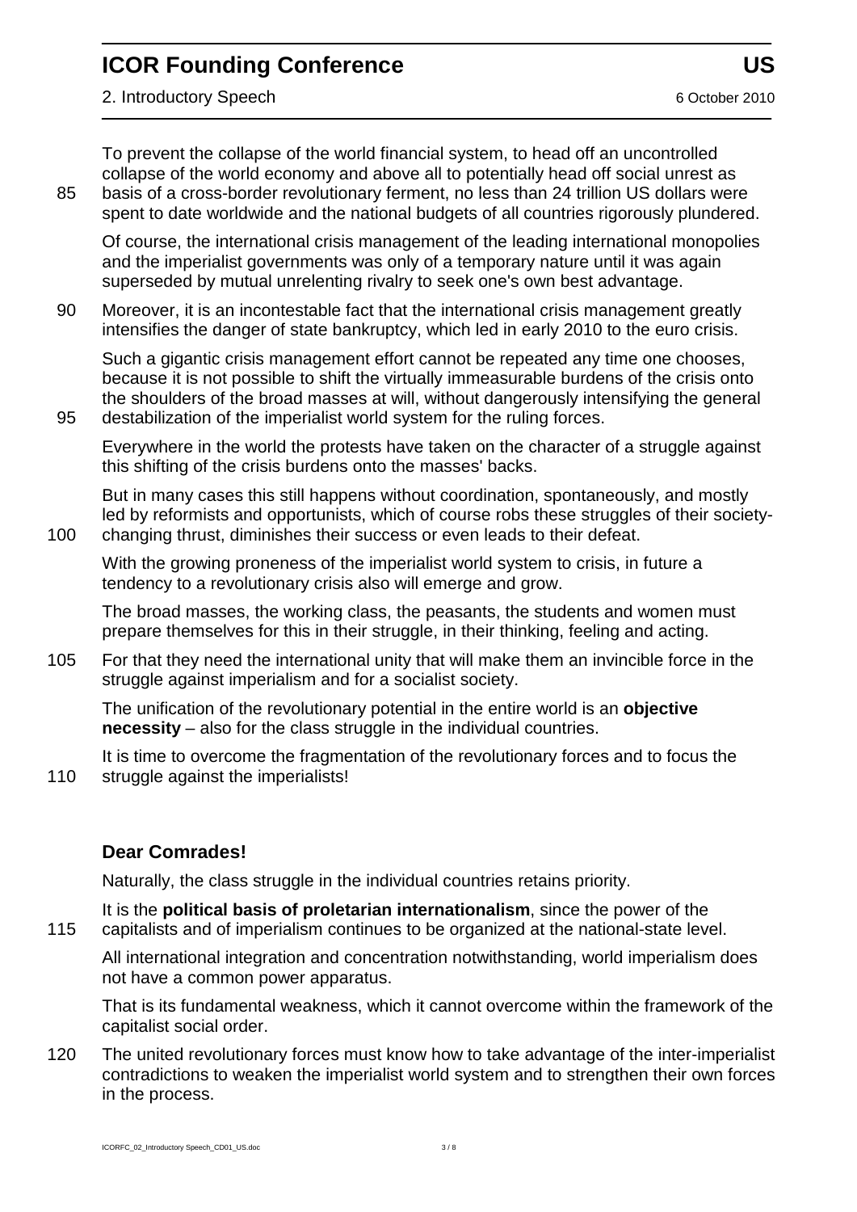To prevent the collapse of the world financial system, to head off an uncontrolled collapse of the world economy and above all to potentially head off social unrest as basis of a cross-border revolutionary ferment, no less than 24 trillion US dollars were spent to date worldwide and the national budgets of all countries rigorously plundered.

Of course, the international crisis management of the leading international monopolies and the imperialist governments was only of a temporary nature until it was again superseded by mutual unrelenting rivalry to seek one's own best advantage.

Moreover, it is an incontestable fact that the international crisis management greatly intensifies the danger of state bankruptcy, which led in early 2010 to the euro crisis.

Such a gigantic crisis management effort cannot be repeated any time one chooses, because it is not possible to shift the virtually immeasurable burdens of the crisis onto the shoulders of the broad masses at will, without dangerously intensifying the general destabilization of the imperialist world system for the ruling forces.

Everywhere in the world the protests have taken on the character of a struggle against this shifting of the crisis burdens onto the masses' backs.

But in many cases this still happens without coordination, spontaneously, and mostly led by reformists and opportunists, which of course robs these struggles of their society-changing thrust, diminishes their success or even leads to their defeat.

With the growing proneness of the imperialist world system to crisis, in future a tendency to a revolutionary crisis also will emerge and grow.

The broad masses, the working class, the peasants, the students and women must prepare themselves for this in their struggle, in their thinking, feeling and acting.

For that they need the international unity that will make them an invincible force in the struggle against imperialism and for a socialist society.

The unification of the revolutionary potential in the entire world is an **objective necessity** – also for the class struggle in the individual countries.

It is time to overcome the fragmentation of the revolutionary forces and to focus the struggle against the imperialists!

### Dear Comrades!

Naturally, the class struggle in the individual countries retains priority.

It is the **political basis of proletarian internationalism**, since the power of the capitalists and of imperialism continues to be organized at the national-state level.

All international integration and concentration notwithstanding, world imperialism does not have a common power apparatus.

That is its fundamental weakness, which it cannot overcome within the framework of the capitalist social order.

The united revolutionary forces must know how to take advantage of the inter-imperialist contradictions to weaken the imperialist world system and to strengthen their own forces in the process.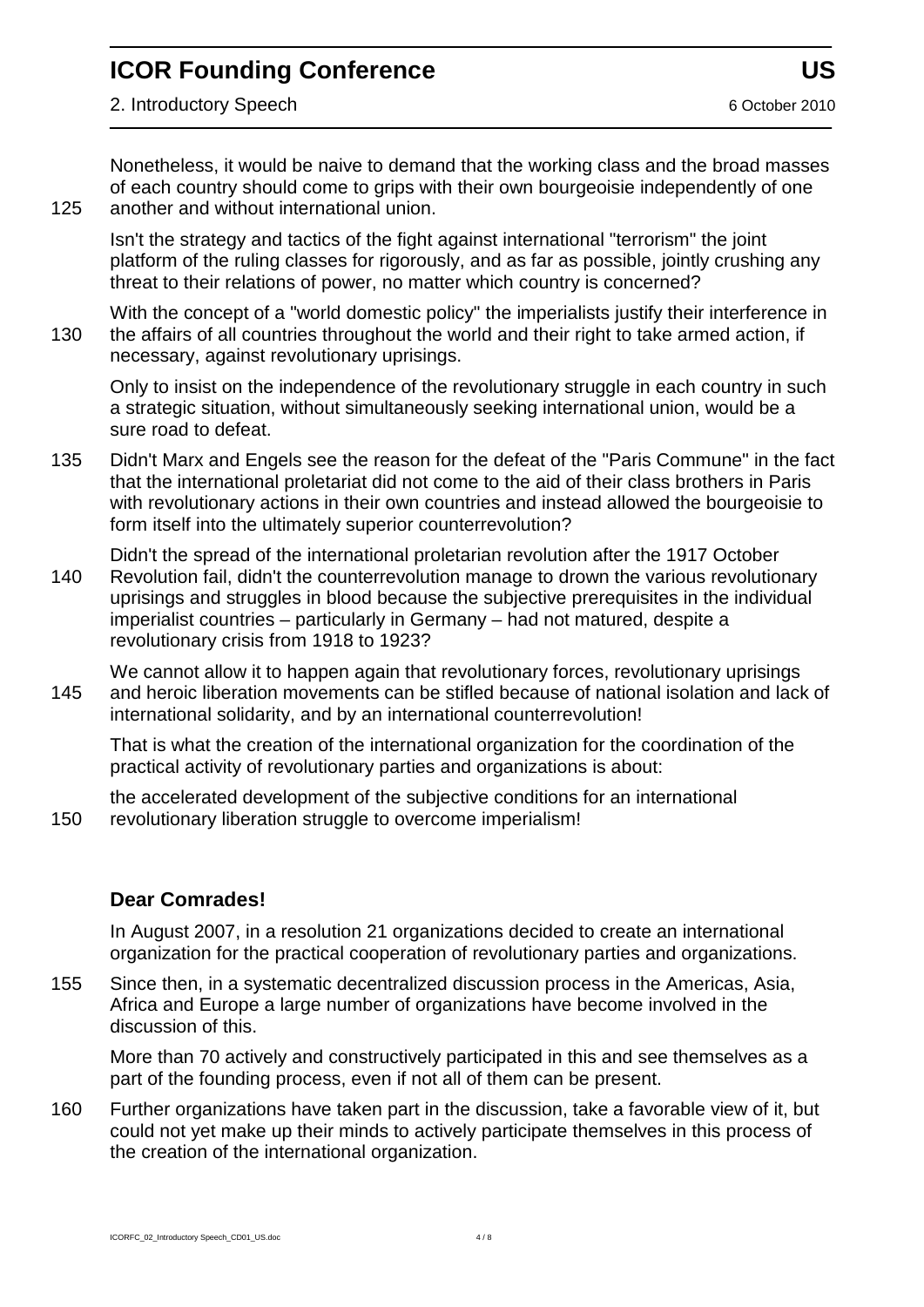Nonetheless, it would be naive to demand that the working class and the broad masses of each country should come to grips with their own bourgeoisie independently of one another and without international union.

Isn't the strategy and tactics of the fight against international "terrorism" the joint platform of the ruling classes for rigorously, and as far as possible, jointly crushing any threat to their relations of power, no matter which country is concerned?

With the concept of a "world domestic policy" the imperialists justify their interference in the affairs of all countries throughout the world and their right to take armed action, if necessary, against revolutionary uprisings.

Only to insist on the independence of the revolutionary struggle in each country in such a strategic situation, without simultaneously seeking international union, would be a sure road to defeat.

Didn't Marx and Engels see the reason for the defeat of the "Paris Commune" in the fact that the international proletariat did not come to the aid of their class brothers in Paris with revolutionary actions in their own countries and instead allowed the bourgeoisie to form itself into the ultimately superior counterrevolution?

Didn't the spread of the international proletarian revolution after the 1917 October Revolution fail, didn't the counterrevolution manage to drown the various revolutionary uprisings and struggles in blood because the subjective prerequisites in the individual imperialist countries – particularly in Germany – had not matured, despite a revolutionary crisis from 1918 to 1923?

We cannot allow it to happen again that revolutionary forces, revolutionary uprisings and heroic liberation movements can be stifled because of national isolation and lack of international solidarity, and by an international counterrevolution!

That is what the creation of the international organization for the coordination of the practical activity of revolutionary parties and organizations is about:

the accelerated development of the subjective conditions for an international revolutionary liberation struggle to overcome imperialism!

**Dear Comrades!**

In August 2007, in a resolution 21 organizations decided to create an international organization for the practical cooperation of revolutionary parties and organizations.

Since then, in a systematic decentralized discussion process in the Americas, Asia, Africa and Europe a large number of organizations have become involved in the discussion of this.

More than 70 actively and constructively participated in this and see themselves as a part of the founding process, even if not all of them can be present.

Further organizations have taken part in the discussion, take a favorable view of it, but could not yet make up their minds to actively participate themselves in this process of the creation of the international organization.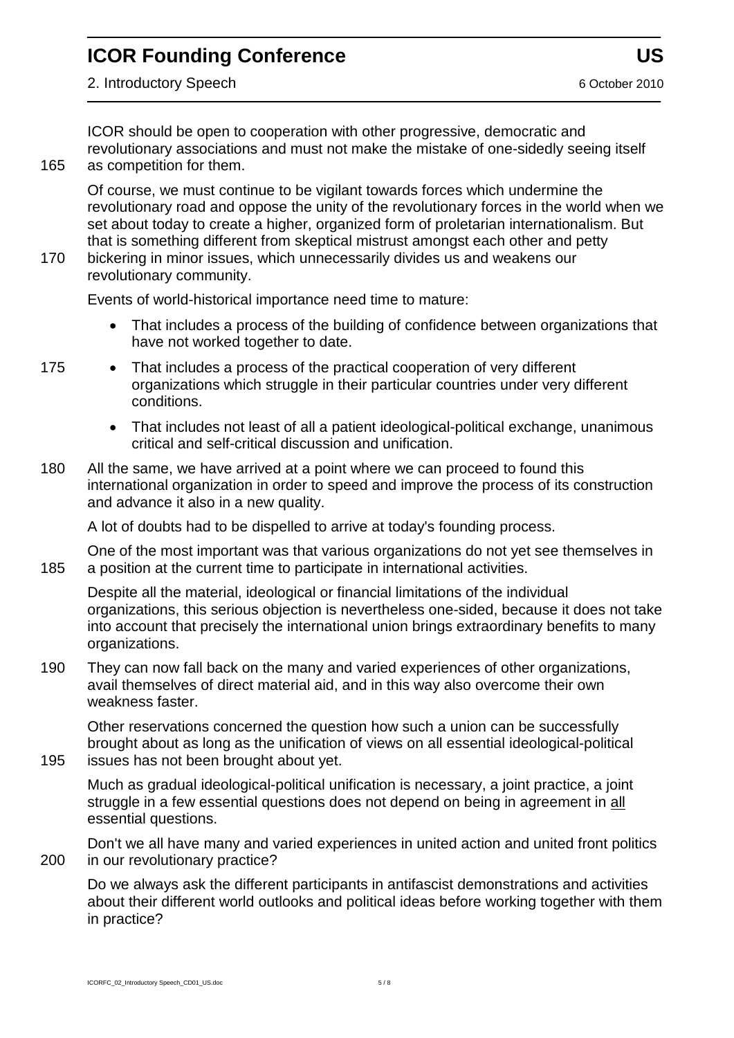ICOR should be open to cooperation with other progressive, democratic and revolutionary associations and must not make the mistake of one-sidedly seeing itself as competition for them.

Of course, we must continue to be vigilant towards forces which undermine the revolutionary road and oppose the unity of the revolutionary forces in the world when we set about today to create a higher, organized form of proletarian internationalism. But that is something different from skeptical mistrust amongst each other and petty bickering in minor issues, which unnecessarily divides us and weakens our revolutionary community.

Events of world-historical importance need time to mature:

- That includes a process of the building of confidence between organizations that have not worked together to date.
- That includes a process of the practical cooperation of very different organizations which struggle in their particular countries under very different conditions.
- That includes not least of all a patient ideological-political exchange, unanimous critical and self-critical discussion and unification.

All the same, we have arrived at a point where we can proceed to found this international organization in order to speed and improve the process of its construction and advance it also in a new quality.

A lot of doubts had to be dispelled to arrive at today's founding process.

One of the most important was that various organizations do not yet see themselves in a position at the current time to participate in international activities.

Despite all the material, ideological or financial limitations of the individual organizations, this serious objection is nevertheless one-sided, because it does not take into account that precisely the international union brings extraordinary benefits to many organizations.

They can now fall back on the many and varied experiences of other organizations, avail themselves of direct material aid, and in this way also overcome their own weakness faster.

Other reservations concerned the question how such a union can be successfully brought about as long as the unification of views on all essential ideological-political issues has not been brought about yet.

Much as gradual ideological-political unification is necessary, a joint practice, a joint struggle in a few essential questions does not depend on being in agreement in <u>all</u> essential questions.

Don't we all have many and varied experiences in united action and united front politics in our revolutionary practice?

Do we always ask the different participants in antifascist demonstrations and activities about their different world outlooks and political ideas before working together with them in practice?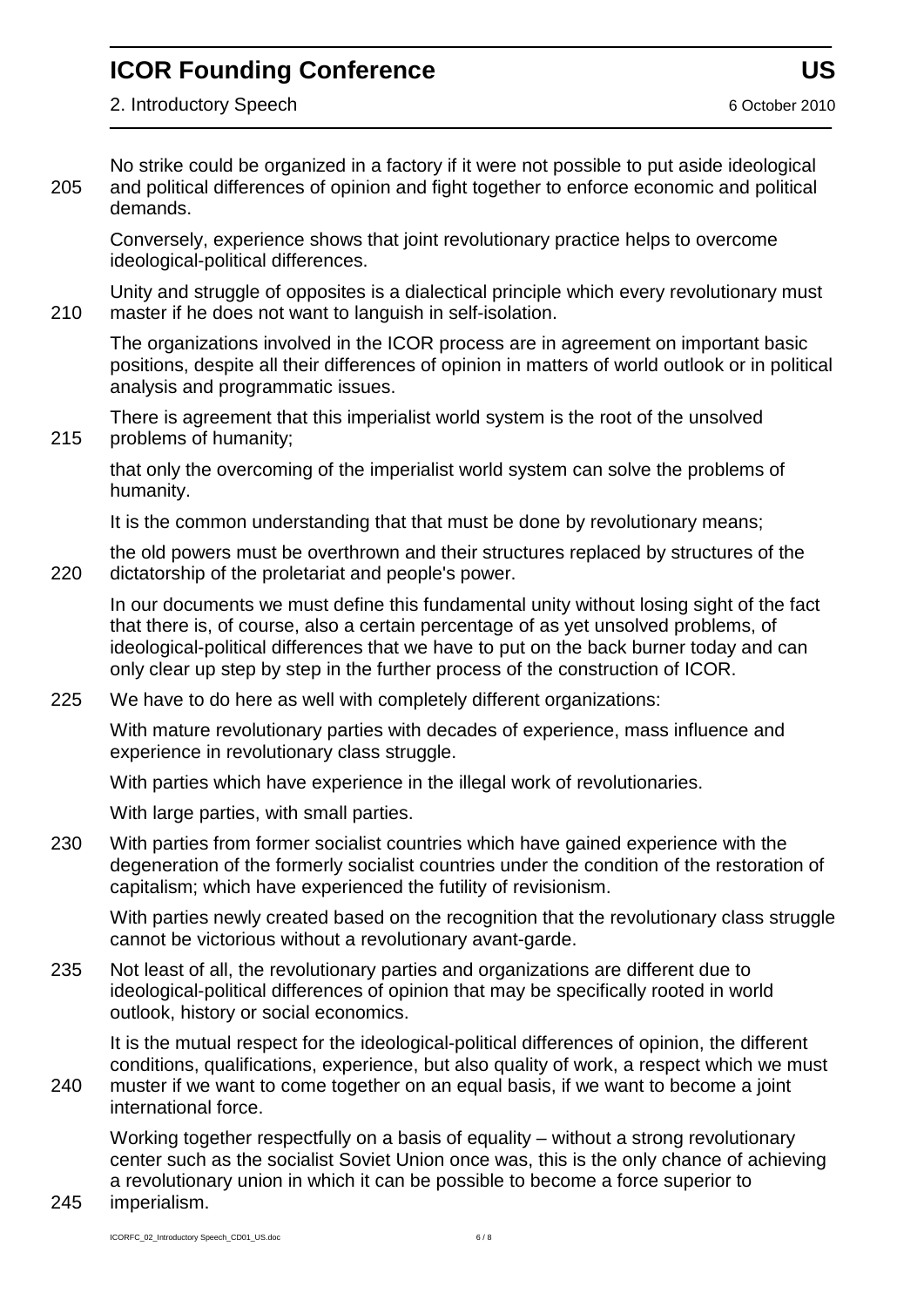No strike could be organized in a factory if it were not possible to put aside ideological and political differences of opinion and fight together to enforce economic and political demands.

Conversely, experience shows that joint revolutionary practice helps to overcome ideological-political differences.

Unity and struggle of opposites is a dialectical principle which every revolutionary must master if he does not want to languish in self-isolation.

The organizations involved in the ICOR process are in agreement on important basic positions, despite all their differences of opinion in matters of world outlook or in political analysis and programmatic issues.

There is agreement that this imperialist world system is the root of the unsolved problems of humanity;

that only the overcoming of the imperialist world system can solve the problems of humanity.

It is the common understanding that that must be done by revolutionary means;

the old powers must be overthrown and their structures replaced by structures of the dictatorship of the proletariat and people's power.

In our documents we must define this fundamental unity without losing sight of the fact that there is, of course, also a certain percentage of as yet unsolved problems, of ideological-political differences that we have to put on the back burner today and can only clear up step by step in the further process of the construction of ICOR.

We have to do here as well with completely different organizations:

With mature revolutionary parties with decades of experience, mass influence and experience in revolutionary class struggle.

With parties which have experience in the illegal work of revolutionaries.

With large parties, with small parties.

With parties from former socialist countries which have gained experience with the degeneration of the formerly socialist countries under the condition of the restoration of capitalism; which have experienced the futility of revisionism.

With parties newly created based on the recognition that the revolutionary class struggle cannot be victorious without a revolutionary avant-garde.

Not least of all, the revolutionary parties and organizations are different due to ideological-political differences of opinion that may be specifically rooted in world outlook, history or social economics.

It is the mutual respect for the ideological-political differences of opinion, the different conditions, qualifications, experience, but also quality of work, a respect which we must muster if we want to come together on an equal basis, if we want to become a joint international force.

Working together respectfully on a basis of equality – without a strong revolutionary center such as the socialist Soviet Union once was, this is the only chance of achieving a revolutionary union in which it can be possible to become a force superior to imperialism.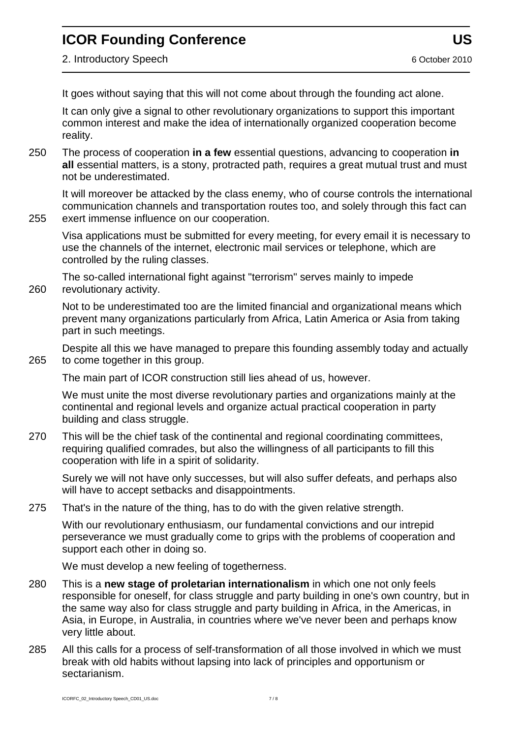It goes without saying that this will not come about through the founding act alone.

It can only give a signal to other revolutionary organizations to support this important common interest and make the idea of internationally organized cooperation become reality.

The process of cooperation **in a few** essential questions, advancing to cooperation **in all** essential matters, is a stony, protracted path, requires a great mutual trust and must not be underestimated.

It will moreover be attacked by the class enemy, who of course controls the international communication channels and transportation routes too, and solely through this fact can exert immense influence on our cooperation.

Visa applications must be submitted for every meeting, for every email it is necessary to use the channels of the internet, electronic mail services or telephone, which are controlled by the ruling classes.

The so-called international fight against "terrorism" serves mainly to impede revolutionary activity.

Not to be underestimated too are the limited financial and organizational means which prevent many organizations particularly from Africa, Latin America or Asia from taking part in such meetings.

Despite all this we have managed to prepare this founding assembly today and actually to come together in this group.

The main part of ICOR construction still lies ahead of us, however.

We must unite the most diverse revolutionary parties and organizations mainly at the continental and regional levels and organize actual practical cooperation in party building and class struggle.

This will be the chief task of the continental and regional coordinating committees, requiring qualified comrades, but also the willingness of all participants to fill this cooperation with life in a spirit of solidarity.

Surely we will not have only successes, but will also suffer defeats, and perhaps also will have to accept setbacks and disappointments.

That's in the nature of the thing, has to do with the given relative strength.

With our revolutionary enthusiasm, our fundamental convictions and our intrepid perseverance we must gradually come to grips with the problems of cooperation and support each other in doing so.

We must develop a new feeling of togetherness.

This is a **new stage of proletarian internationalism** in which one not only feels responsible for oneself, for class struggle and party building in one's own country, but in the same way also for class struggle and party building in Africa, in the Americas, in Asia, in Europe, in Australia, in countries where we've never been and perhaps know very little about.

All this calls for a process of self-transformation of all those involved in which we must break with old habits without lapsing into lack of principles and opportunism or sectarianism.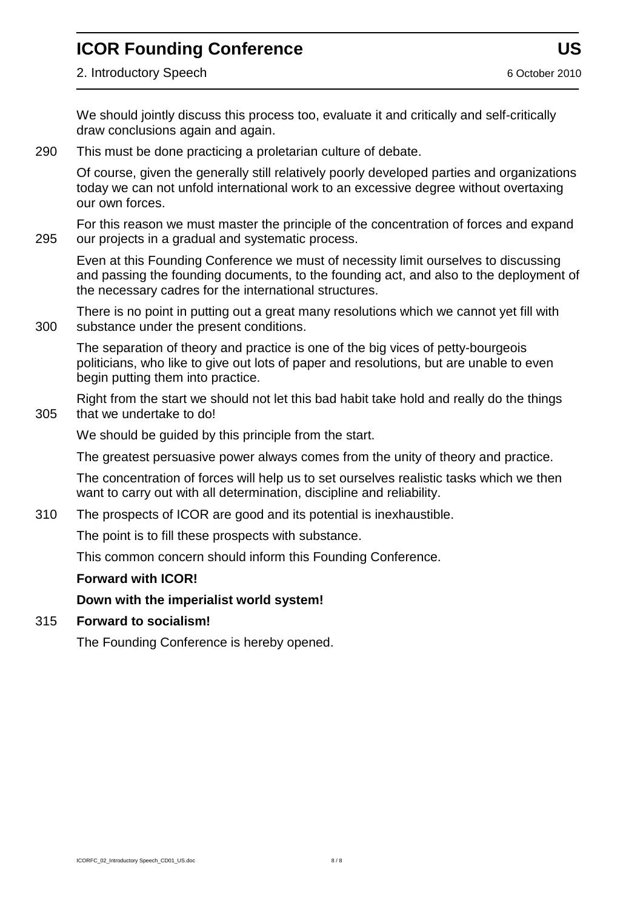We should jointly discuss this process too, evaluate it and critically and self-critically draw conclusions again and again.

This must be done practicing a proletarian culture of debate.

Of course, given the generally still relatively poorly developed parties and organizations today we can not unfold international work to an excessive degree without overtaxing our own forces.

For this reason we must master the principle of the concentration of forces and expand our projects in a gradual and systematic process.

Even at this Founding Conference we must of necessity limit ourselves to discussing and passing the founding documents, to the founding act, and also to the deployment of the necessary cadres for the international structures.

There is no point in putting out a great many resolutions which we cannot yet fill with substance under the present conditions.

The separation of theory and practice is one of the big vices of petty-bourgeois politicians, who like to give out lots of paper and resolutions, but are unable to even begin putting them into practice.

Right from the start we should not let this bad habit take hold and really do the things that we undertake to do!

We should be guided by this principle from the start.

The greatest persuasive power always comes from the unity of theory and practice.

The concentration of forces will help us to set ourselves realistic tasks which we then want to carry out with all determination, discipline and reliability.

The prospects of ICOR are good and its potential is inexhaustible.

The point is to fill these prospects with substance.

This common concern should inform this Founding Conference.

**Forward with ICOR!**

**Down with the imperialist world system!**

**Forward to socialism!**

The Founding Conference is hereby opened.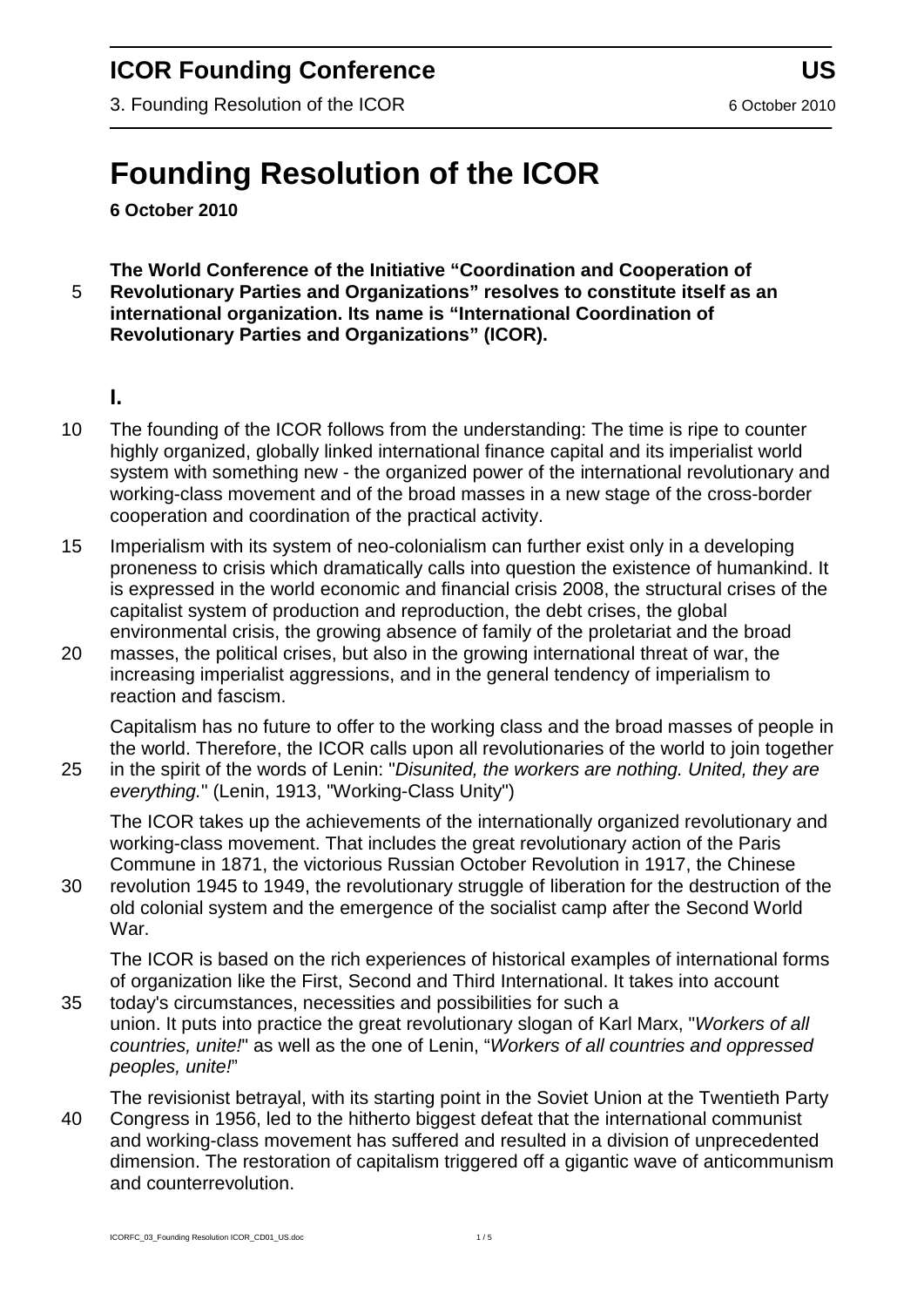# Founding Resolution of the ICOR

**6 October 2010**

**The World Conference of the Initiative "Coordination and Cooperation of Revolutionary Parties and Organizations" resolves to constitute itself as an international organization. Its name is "International Coordination of Revolutionary Parties and Organizations" (ICOR).**

## I.

The founding of the ICOR follows from the understanding: The time is ripe to counter highly organized, globally linked international finance capital and its imperialist world system with something new - the organized power of the international revolutionary and working-class movement and of the broad masses in a new stage of the cross-border cooperation and coordination of the practical activity.

Imperialism with its system of neo-colonialism can further exist only in a developing proneness to crisis which dramatically calls into question the existence of humankind. It is expressed in the world economic and financial crisis 2008, the structural crises of the capitalist system of production and reproduction, the debt crises, the global environmental crisis, the growing absence of family of the proletariat and the broad masses, the political crises, but also in the growing international threat of war, the increasing imperialist aggressions, and in the general tendency of imperialism to reaction and fascism.

Capitalism has no future to offer to the working class and the broad masses of people in the world. Therefore, the ICOR calls upon all revolutionaries of the world to join together in the spirit of the words of Lenin: "*Disunited, the workers are nothing. United, they are everything.*" (Lenin, 1913, "Working-Class Unity")

The ICOR takes up the achievements of the internationally organized revolutionary and working-class movement. That includes the great revolutionary action of the Paris Commune in 1871, the victorious Russian October Revolution in 1917, the Chinese revolution 1945 to 1949, the revolutionary struggle of liberation for the destruction of the old colonial system and the emergence of the socialist camp after the Second World War.

The ICOR is based on the rich experiences of historical examples of international forms of organization like the First, Second and Third International. It takes into account today's circumstances, necessities and possibilities for such a union. It puts into practice the great revolutionary slogan of Karl Marx, "*Workers of all countries, unite!*" as well as the one of Lenin, "*Workers of all countries and oppressed peoples, unite!*"

The revisionist betrayal, with its starting point in the Soviet Union at the Twentieth Party Congress in 1956, led to the hitherto biggest defeat that the international communist and working-class movement has suffered and resulted in a division of unprecedented dimension. The restoration of capitalism triggered off a gigantic wave of anticommunism and counterrevolution.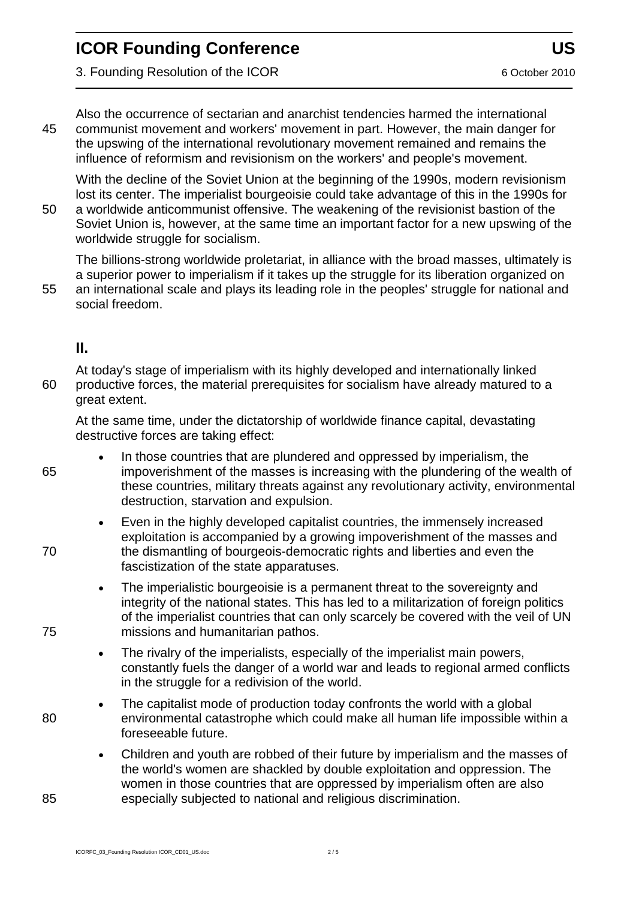Also the occurrence of sectarian and anarchist tendencies harmed the international communist movement and workers' movement in part. However, the main danger for the upswing of the international revolutionary movement remained and remains the influence of reformism and revisionism on the workers' and people's movement.

With the decline of the Soviet Union at the beginning of the 1990s, modern revisionism lost its center. The imperialist bourgeoisie could take advantage of this in the 1990s for a worldwide anticommunist offensive. The weakening of the revisionist bastion of the Soviet Union is, however, at the same time an important factor for a new upswing of the worldwide struggle for socialism.

The billions-strong worldwide proletariat, in alliance with the broad masses, ultimately is a superior power to imperialism if it takes up the struggle for its liberation organized on an international scale and plays its leading role in the peoples' struggle for national and social freedom.

## II.

At today's stage of imperialism with its highly developed and internationally linked productive forces, the material prerequisites for socialism have already matured to a great extent.

At the same time, under the dictatorship of worldwide finance capital, devastating destructive forces are taking effect:

- In those countries that are plundered and oppressed by imperialism, the impoverishment of the masses is increasing with the plundering of the wealth of these countries, military threats against any revolutionary activity, environmental destruction, starvation and expulsion.
- Even in the highly developed capitalist countries, the immensely increased exploitation is accompanied by a growing impoverishment of the masses and the dismantling of bourgeois-democratic rights and liberties and even the fascistization of the state apparatuses.
- The imperialistic bourgeoisie is a permanent threat to the sovereignty and integrity of the national states. This has led to a militarization of foreign politics of the imperialist countries that can only scarcely be covered with the veil of UN missions and humanitarian pathos.
- The rivalry of the imperialists, especially of the imperialist main powers, constantly fuels the danger of a world war and leads to regional armed conflicts in the struggle for a redivision of the world.
- The capitalist mode of production today confronts the world with a global environmental catastrophe which could make all human life impossible within a foreseeable future.
- Children and youth are robbed of their future by imperialism and the masses of the world's women are shackled by double exploitation and oppression. The women in those countries that are oppressed by imperialism often are also especially subjected to national and religious discrimination.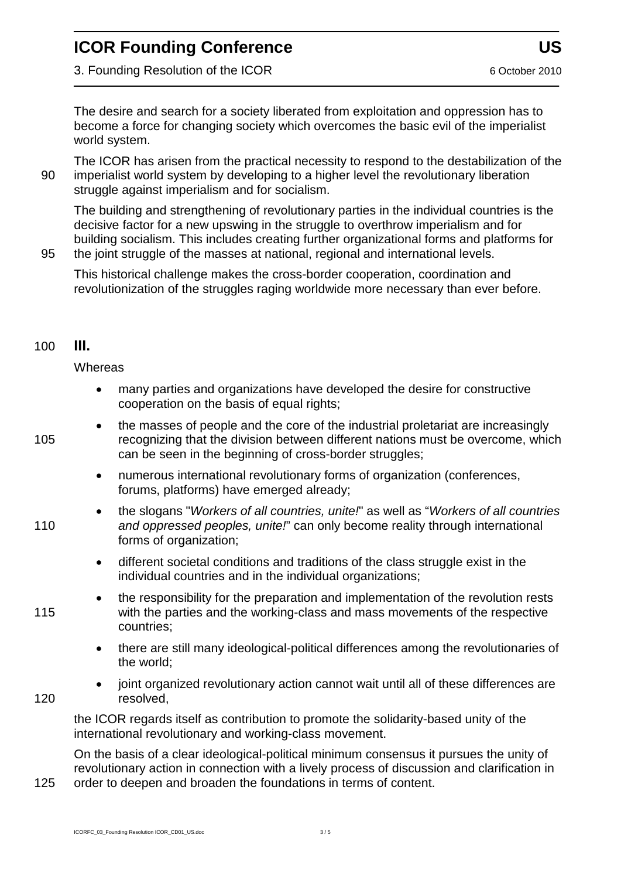The desire and search for a society liberated from exploitation and oppression has to become a force for changing society which overcomes the basic evil of the imperialist world system.

The ICOR has arisen from the practical necessity to respond to the destabilization of the imperialist world system by developing to a higher level the revolutionary liberation struggle against imperialism and for socialism.

The building and strengthening of revolutionary parties in the individual countries is the decisive factor for a new upswing in the struggle to overthrow imperialism and for building socialism. This includes creating further organizational forms and platforms for the joint struggle of the masses at national, regional and international levels.

This historical challenge makes the cross-border cooperation, coordination and revolutionization of the struggles raging worldwide more necessary than ever before.

## III.

Whereas

- many parties and organizations have developed the desire for constructive cooperation on the basis of equal rights;
- the masses of people and the core of the industrial proletariat are increasingly recognizing that the division between different nations must be overcome, which can be seen in the beginning of cross-border struggles;
- numerous international revolutionary forms of organization (conferences, forums, platforms) have emerged already;
- the slogans "*Workers of all countries, unite!*" as well as "*Workers of all countries and oppressed peoples, unite!*" can only become reality through international forms of organization;
- different societal conditions and traditions of the class struggle exist in the individual countries and in the individual organizations;
- the responsibility for the preparation and implementation of the revolution rests with the parties and the working-class and mass movements of the respective countries;
- there are still many ideological-political differences among the revolutionaries of the world;
- joint organized revolutionary action cannot wait until all of these differences are resolved,

the ICOR regards itself as contribution to promote the solidarity-based unity of the international revolutionary and working-class movement.

On the basis of a clear ideological-political minimum consensus it pursues the unity of revolutionary action in connection with a lively process of discussion and clarification in order to deepen and broaden the foundations in terms of content.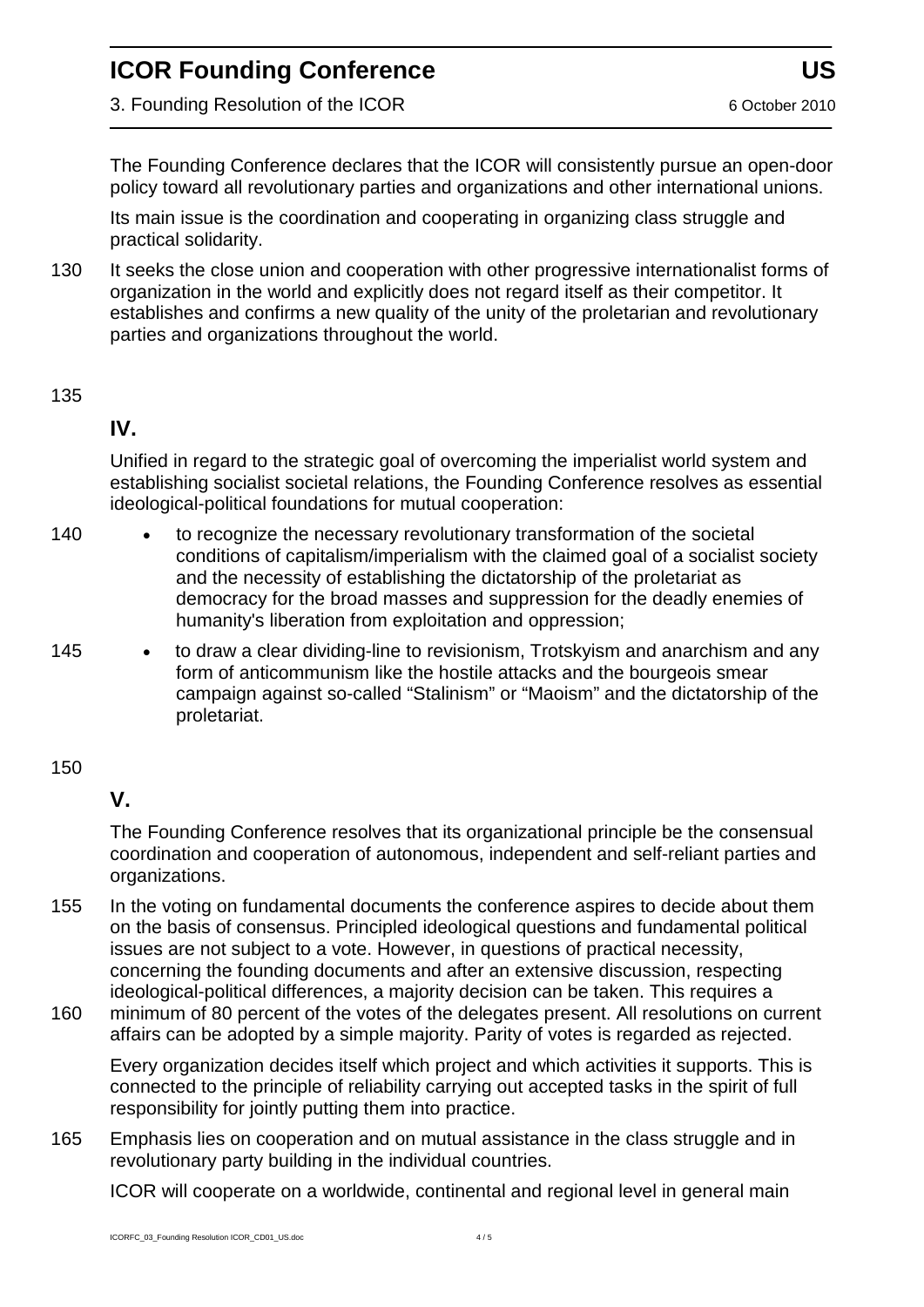The Founding Conference declares that the ICOR will consistently pursue an open-door policy toward all revolutionary parties and organizations and other international unions.

Its main issue is the coordination and cooperating in organizing class struggle and practical solidarity.

It seeks the close union and cooperation with other progressive internationalist forms of organization in the world and explicitly does not regard itself as their competitor. It establishes and confirms a new quality of the unity of the proletarian and revolutionary parties and organizations throughout the world.

## IV.

Unified in regard to the strategic goal of overcoming the imperialist world system and establishing socialist societal relations, the Founding Conference resolves as essential ideological-political foundations for mutual cooperation:

- to recognize the necessary revolutionary transformation of the societal conditions of capitalism/imperialism with the claimed goal of a socialist society and the necessity of establishing the dictatorship of the proletariat as democracy for the broad masses and suppression for the deadly enemies of humanity's liberation from exploitation and oppression;
- to draw a clear dividing-line to revisionism, Trotskyism and anarchism and any form of anticommunism like the hostile attacks and the bourgeois smear campaign against so-called "Stalinism" or "Maoism" and the dictatorship of the proletariat.

## V.

The Founding Conference resolves that its organizational principle be the consensual coordination and cooperation of autonomous, independent and self-reliant parties and organizations.

In the voting on fundamental documents the conference aspires to decide about them on the basis of consensus. Principled ideological questions and fundamental political issues are not subject to a vote. However, in questions of practical necessity, concerning the founding documents and after an extensive discussion, respecting ideological-political differences, a majority decision can be taken. This requires a minimum of 80 percent of the votes of the delegates present. All resolutions on current affairs can be adopted by a simple majority. Parity of votes is regarded as rejected.

Every organization decides itself which project and which activities it supports. This is connected to the principle of reliability carrying out accepted tasks in the spirit of full responsibility for jointly putting them into practice.

Emphasis lies on cooperation and on mutual assistance in the class struggle and in revolutionary party building in the individual countries.

ICOR will cooperate on a worldwide, continental and regional level in general main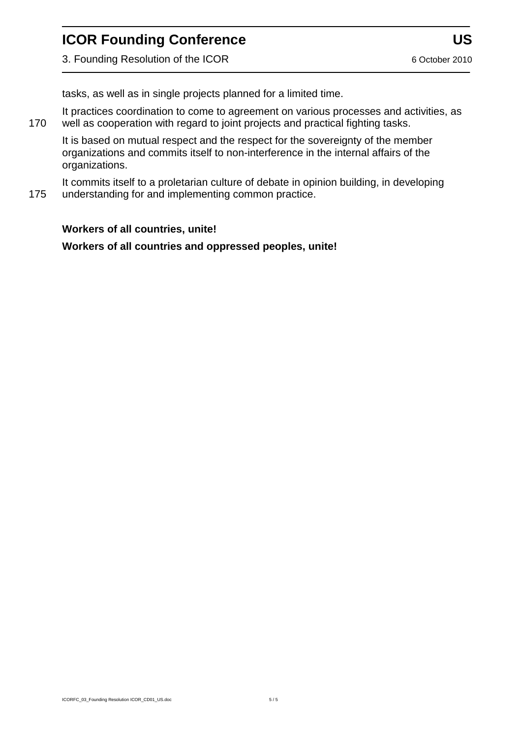tasks, as well as in single projects planned for a limited time.

It practices coordination to come to agreement on various processes and activities, as well as cooperation with regard to joint projects and practical fighting tasks.

It is based on mutual respect and the respect for the sovereignty of the member organizations and commits itself to non-interference in the internal affairs of the organizations.

It commits itself to a proletarian culture of debate in opinion building, in developing understanding for and implementing common practice.

**Workers of all countries, unite!**

**Workers of all countries and oppressed peoples, unite!**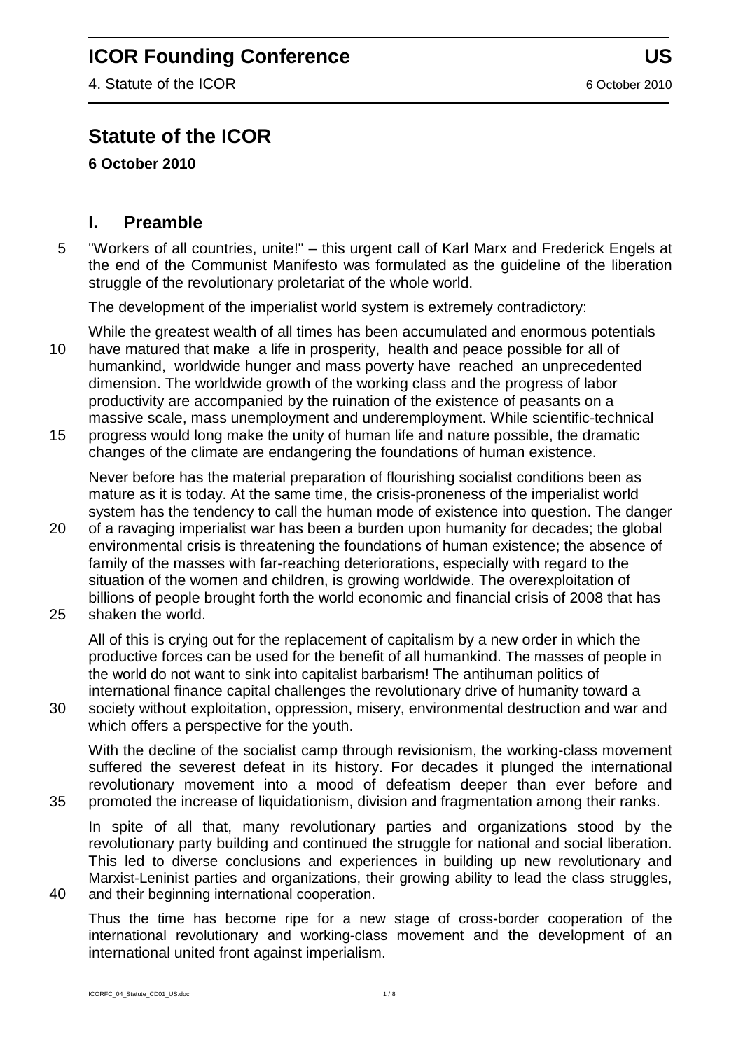# Statute of the ICOR

**6 October 2010**

## I. Preamble

"Workers of all countries, unite!" – this urgent call of Karl Marx and Frederick Engels at the end of the Communist Manifesto was formulated as the guideline of the liberation struggle of the revolutionary proletariat of the whole world.

The development of the imperialist world system is extremely contradictory:

While the greatest wealth of all times has been accumulated and enormous potentials have matured that make a life in prosperity, health and peace possible for all of humankind, worldwide hunger and mass poverty have reached an unprecedented dimension. The worldwide growth of the working class and the progress of labor productivity are accompanied by the ruination of the existence of peasants on a massive scale, mass unemployment and underemployment. While scientific-technical progress would long make the unity of human life and nature possible, the dramatic changes of the climate are endangering the foundations of human existence.

Never before has the material preparation of flourishing socialist conditions been as mature as it is today. At the same time, the crisis-proneness of the imperialist world system has the tendency to call the human mode of existence into question. The danger of a ravaging imperialist war has been a burden upon humanity for decades; the global environmental crisis is threatening the foundations of human existence; the absence of family of the masses with far-reaching deteriorations, especially with regard to the situation of the women and children, is growing worldwide. The overexploitation of billions of people brought forth the world economic and financial crisis of 2008 that has shaken the world.

All of this is crying out for the replacement of capitalism by a new order in which the productive forces can be used for the benefit of all humankind. The masses of people in the world do not want to sink into capitalist barbarism! The antihuman politics of international finance capital challenges the revolutionary drive of humanity toward a society without exploitation, oppression, misery, environmental destruction and war and which offers a perspective for the youth.

With the decline of the socialist camp through revisionism, the working-class movement suffered the severest defeat in its history. For decades it plunged the international revolutionary movement into a mood of defeatism deeper than ever before and promoted the increase of liquidationism, division and fragmentation among their ranks.

In spite of all that, many revolutionary parties and organizations stood by the revolutionary party building and continued the struggle for national and social liberation. This led to diverse conclusions and experiences in building up new revolutionary and Marxist-Leninist parties and organizations, their growing ability to lead the class struggles, and their beginning international cooperation.

Thus the time has become ripe for a new stage of cross-border cooperation of the international revolutionary and working-class movement and the development of an international united front against imperialism.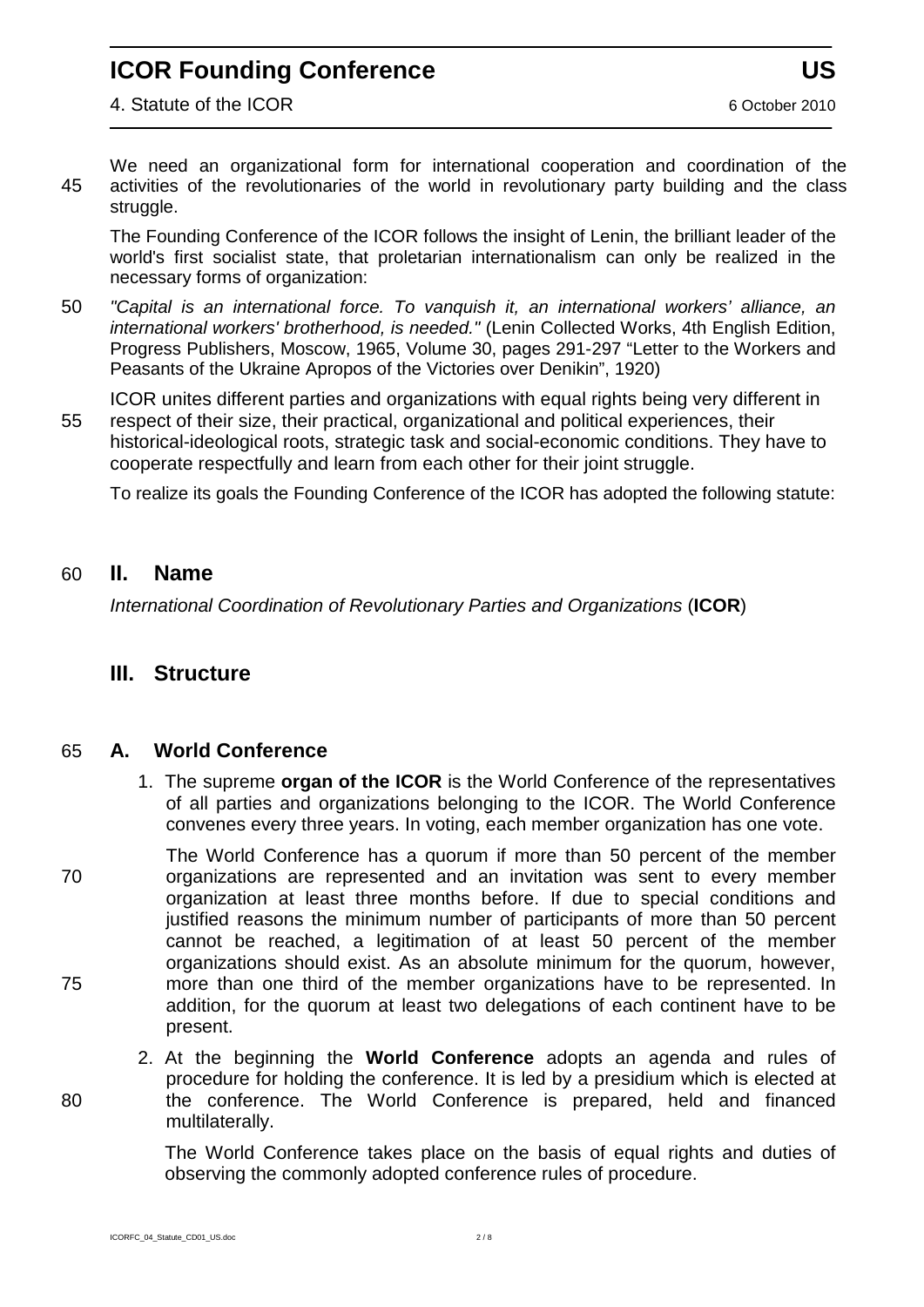We need an organizational form for international cooperation and coordination of the activities of the revolutionaries of the world in revolutionary party building and the class struggle.

The Founding Conference of the ICOR follows the insight of Lenin, the brilliant leader of the world's first socialist state, that proletarian internationalism can only be realized in the necessary forms of organization:

*"Capital is an international force. To vanquish it, an international workers' alliance, an international workers' brotherhood, is needed."* (Lenin Collected Works, 4th English Edition, Progress Publishers, Moscow, 1965, Volume 30, pages 291-297 "Letter to the Workers and Peasants of the Ukraine Apropos of the Victories over Denikin", 1920)

ICOR unites different parties and organizations with equal rights being very different in respect of their size, their practical, organizational and political experiences, their historical-ideological roots, strategic task and social-economic conditions. They have to cooperate respectfully and learn from each other for their joint struggle.

To realize its goals the Founding Conference of the ICOR has adopted the following statute:

## II. Name

*International Coordination of Revolutionary Parties and Organizations* (**ICOR**)

## III. Structure

### A. World Conference

1. The supreme **organ of the ICOR** is the World Conference of the representatives of all parties and organizations belonging to the ICOR. The World Conference convenes every three years. In voting, each member organization has one vote.

   The World Conference has a quorum if more than 50 percent of the member organizations are represented and an invitation was sent to every member organization at least three months before. If due to special conditions and justified reasons the minimum number of participants of more than 50 percent cannot be reached, a legitimation of at least 50 percent of the member organizations should exist. As an absolute minimum for the quorum, however, more than one third of the member organizations have to be represented. In addition, for the quorum at least two delegations of each continent have to be present.

2. At the beginning the **World Conference** adopts an agenda and rules of procedure for holding the conference. It is led by a presidium which is elected at the conference. The World Conference is prepared, held and financed multilaterally.

   The World Conference takes place on the basis of equal rights and duties of observing the commonly adopted conference rules of procedure.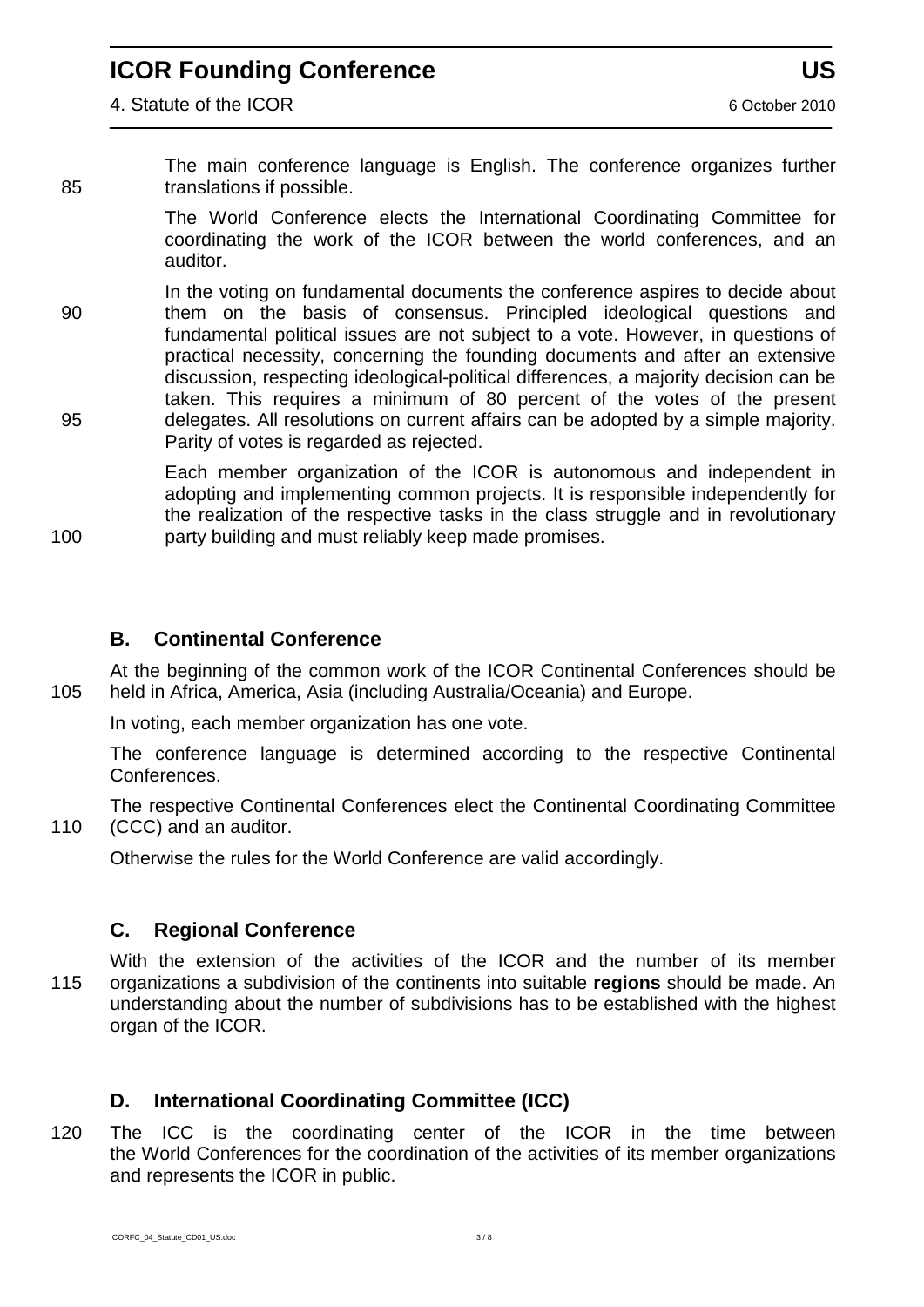The main conference language is English. The conference organizes further translations if possible.

The World Conference elects the International Coordinating Committee for coordinating the work of the ICOR between the world conferences, and an auditor.

In the voting on fundamental documents the conference aspires to decide about them on the basis of consensus. Principled ideological questions and fundamental political issues are not subject to a vote. However, in questions of practical necessity, concerning the founding documents and after an extensive discussion, respecting ideological-political differences, a majority decision can be taken. This requires a minimum of 80 percent of the votes of the present delegates. All resolutions on current affairs can be adopted by a simple majority. Parity of votes is regarded as rejected.

Each member organization of the ICOR is autonomous and independent in adopting and implementing common projects. It is responsible independently for the realization of the respective tasks in the class struggle and in revolutionary party building and must reliably keep made promises.

## B. Continental Conference

At the beginning of the common work of the ICOR Continental Conferences should be held in Africa, America, Asia (including Australia/Oceania) and Europe.

In voting, each member organization has one vote.

The conference language is determined according to the respective Continental Conferences.

The respective Continental Conferences elect the Continental Coordinating Committee (CCC) and an auditor.

Otherwise the rules for the World Conference are valid accordingly.

## C. Regional Conference

With the extension of the activities of the ICOR and the number of its member organizations a subdivision of the continents into suitable **regions** should be made. An understanding about the number of subdivisions has to be established with the highest organ of the ICOR.

## D. International Coordinating Committee (ICC)

The ICC is the coordinating center of the ICOR in the time between the World Conferences for the coordination of the activities of its member organizations and represents the ICOR in public.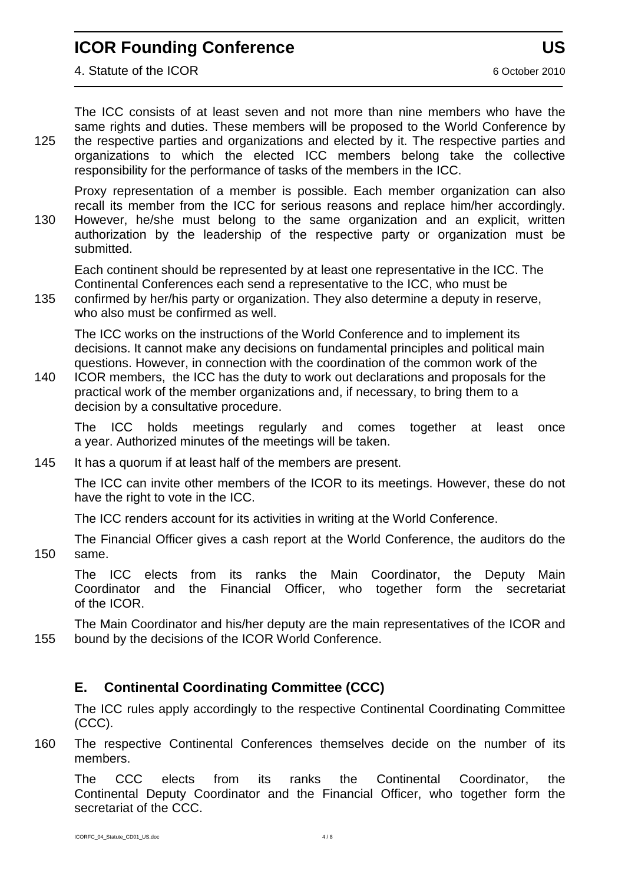The ICC consists of at least seven and not more than nine members who have the same rights and duties. These members will be proposed to the World Conference by the respective parties and organizations and elected by it. The respective parties and organizations to which the elected ICC members belong take the collective responsibility for the performance of tasks of the members in the ICC.

Proxy representation of a member is possible. Each member organization can also recall its member from the ICC for serious reasons and replace him/her accordingly. However, he/she must belong to the same organization and an explicit, written authorization by the leadership of the respective party or organization must be submitted.

Each continent should be represented by at least one representative in the ICC. The Continental Conferences each send a representative to the ICC, who must be confirmed by her/his party or organization. They also determine a deputy in reserve, who also must be confirmed as well.

The ICC works on the instructions of the World Conference and to implement its decisions. It cannot make any decisions on fundamental principles and political main questions. However, in connection with the coordination of the common work of the ICOR members, the ICC has the duty to work out declarations and proposals for the practical work of the member organizations and, if necessary, to bring them to a decision by a consultative procedure.

The ICC holds meetings regularly and comes together at least once a year. Authorized minutes of the meetings will be taken.

It has a quorum if at least half of the members are present.

The ICC can invite other members of the ICOR to its meetings. However, these do not have the right to vote in the ICC.

The ICC renders account for its activities in writing at the World Conference.

The Financial Officer gives a cash report at the World Conference, the auditors do the same.

The ICC elects from its ranks the Main Coordinator, the Deputy Main Coordinator and the Financial Officer, who together form the secretariat of the ICOR.

The Main Coordinator and his/her deputy are the main representatives of the ICOR and bound by the decisions of the ICOR World Conference.

## E. Continental Coordinating Committee (CCC)

The ICC rules apply accordingly to the respective Continental Coordinating Committee (CCC).

The respective Continental Conferences themselves decide on the number of its members.

The CCC elects from its ranks the Continental Coordinator, the Continental Deputy Coordinator and the Financial Officer, who together form the secretariat of the CCC.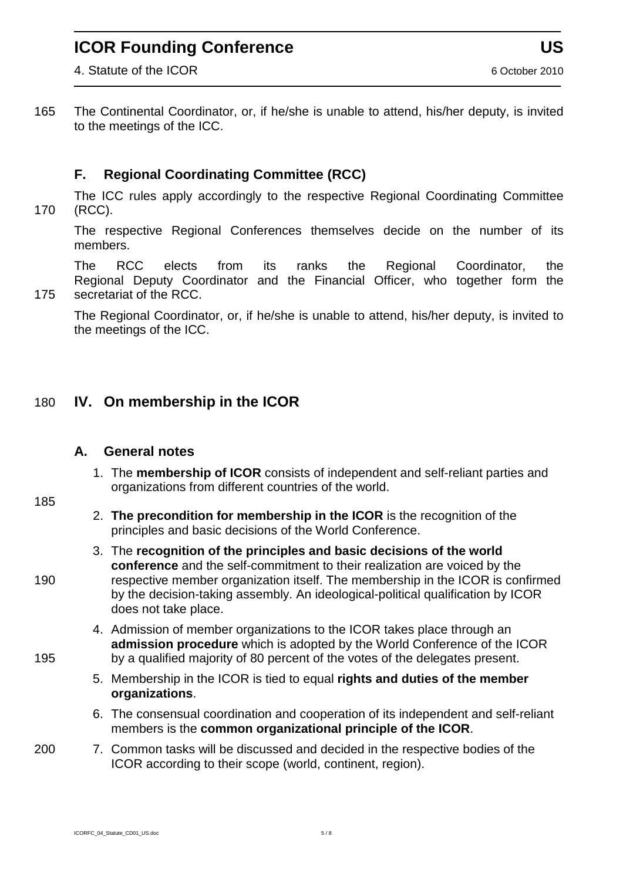The Continental Coordinator, or, if he/she is unable to attend, his/her deputy, is invited to the meetings of the ICC.

### F. Regional Coordinating Committee (RCC)

The ICC rules apply accordingly to the respective Regional Coordinating Committee (RCC).

The respective Regional Conferences themselves decide on the number of its members.

The RCC elects from its ranks the Regional Coordinator, the Regional Deputy Coordinator and the Financial Officer, who together form the secretariat of the RCC.

The Regional Coordinator, or, if he/she is unable to attend, his/her deputy, is invited to the meetings of the ICC.

## IV. On membership in the ICOR

### A. General notes

1. The **membership of ICOR** consists of independent and self-reliant parties and organizations from different countries of the world.
2. **The precondition for membership in the ICOR** is the recognition of the principles and basic decisions of the World Conference.
3. The **recognition of the principles and basic decisions of the world conference** and the self-commitment to their realization are voiced by the respective member organization itself. The membership in the ICOR is confirmed by the decision-taking assembly. An ideological-political qualification by ICOR does not take place.
4. Admission of member organizations to the ICOR takes place through an **admission procedure** which is adopted by the World Conference of the ICOR by a qualified majority of 80 percent of the votes of the delegates present.
5. Membership in the ICOR is tied to equal **rights and duties of the member organizations**.
6. The consensual coordination and cooperation of its independent and self-reliant members is the **common organizational principle of the ICOR**.
7. Common tasks will be discussed and decided in the respective bodies of the ICOR according to their scope (world, continent, region).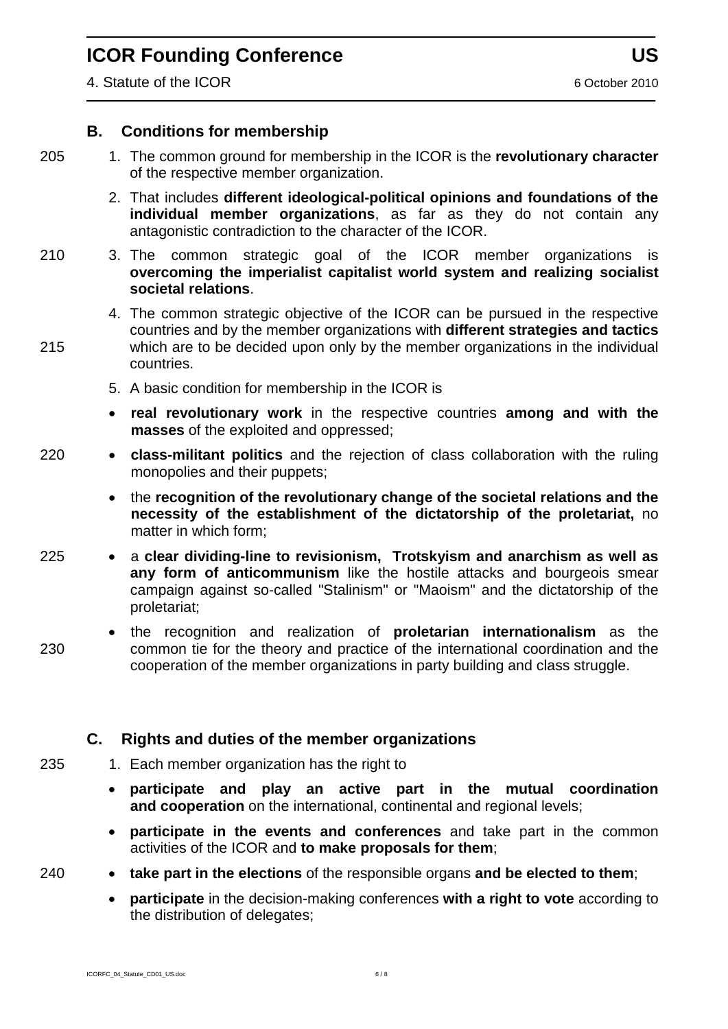### B. Conditions for membership

1. The common ground for membership in the ICOR is the **revolutionary character** of the respective member organization.
2. That includes **different ideological-political opinions and foundations of the individual member organizations**, as far as they do not contain any antagonistic contradiction to the character of the ICOR.
3. The common strategic goal of the ICOR member organizations is **overcoming the imperialist capitalist world system and realizing socialist societal relations**.
4. The common strategic objective of the ICOR can be pursued in the respective countries and by the member organizations with **different strategies and tactics** which are to be decided upon only by the member organizations in the individual countries.
5. A basic condition for membership in the ICOR is

- **real revolutionary work** in the respective countries **among and with the masses** of the exploited and oppressed;
- **class-militant politics** and the rejection of class collaboration with the ruling monopolies and their puppets;
- the **recognition of the revolutionary change of the societal relations and the necessity of the establishment of the dictatorship of the proletariat,** no matter in which form;
- a **clear dividing-line to revisionism, Trotskyism and anarchism as well as any form of anticommunism** like the hostile attacks and bourgeois smear campaign against so-called "Stalinism" or "Maoism" and the dictatorship of the proletariat;
- the recognition and realization of **proletarian internationalism** as the common tie for the theory and practice of the international coordination and the cooperation of the member organizations in party building and class struggle.

### C. Rights and duties of the member organizations

1. Each member organization has the right to

- **participate and play an active part in the mutual coordination and cooperation** on the international, continental and regional levels;
- **participate in the events and conferences** and take part in the common activities of the ICOR and **to make proposals for them**;
- **take part in the elections** of the responsible organs **and be elected to them**;
- **participate** in the decision-making conferences **with a right to vote** according to the distribution of delegates;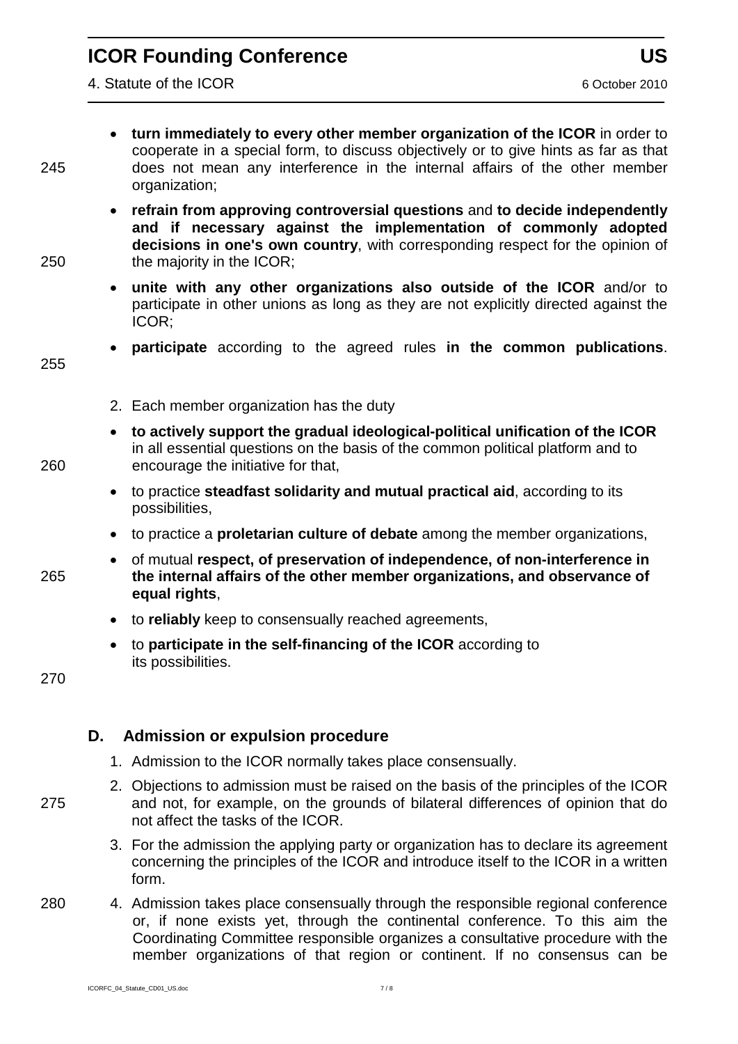- **turn immediately to every other member organization of the ICOR** in order to cooperate in a special form, to discuss objectively or to give hints as far as that does not mean any interference in the internal affairs of the other member organization;
- **refrain from approving controversial questions** and **to decide independently and if necessary against the implementation of commonly adopted decisions in one's own country**, with corresponding respect for the opinion of the majority in the ICOR;
- **unite with any other organizations also outside of the ICOR** and/or to participate in other unions as long as they are not explicitly directed against the ICOR;
- **participate** according to the agreed rules **in the common publications**.

2. Each member organization has the duty

- **to actively support the gradual ideological-political unification of the ICOR** in all essential questions on the basis of the common political platform and to encourage the initiative for that,
- to practice **steadfast solidarity and mutual practical aid**, according to its possibilities,
- to practice a **proletarian culture of debate** among the member organizations,
- of mutual **respect, of preservation of independence, of non-interference in the internal affairs of the other member organizations, and observance of equal rights**,
- to **reliably** keep to consensually reached agreements,
- to **participate in the self-financing of the ICOR** according to its possibilities.

## D. Admission or expulsion procedure

1. Admission to the ICOR normally takes place consensually.
2. Objections to admission must be raised on the basis of the principles of the ICOR and not, for example, on the grounds of bilateral differences of opinion that do not affect the tasks of the ICOR.
3. For the admission the applying party or organization has to declare its agreement concerning the principles of the ICOR and introduce itself to the ICOR in a written form.
4. Admission takes place consensually through the responsible regional conference or, if none exists yet, through the continental conference. To this aim the Coordinating Committee responsible organizes a consultative procedure with the member organizations of that region or continent. If no consensus can be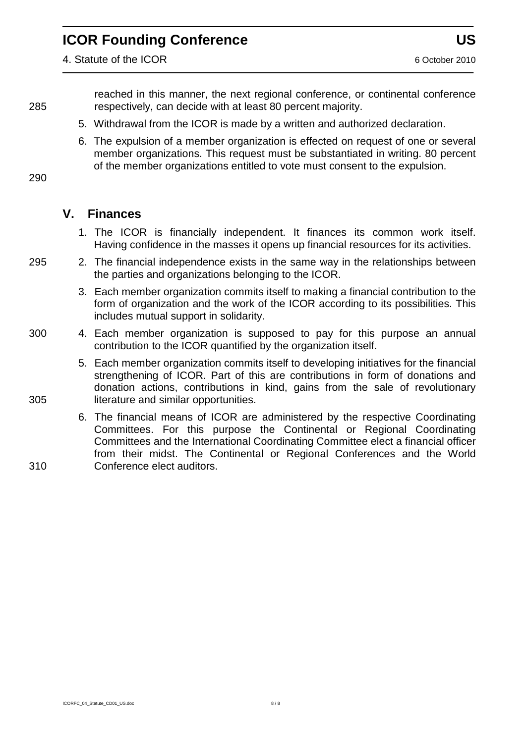reached in this manner, the next regional conference, or continental conference respectively, can decide with at least 80 percent majority.

5. Withdrawal from the ICOR is made by a written and authorized declaration.
6. The expulsion of a member organization is effected on request of one or several member organizations. This request must be substantiated in writing. 80 percent of the member organizations entitled to vote must consent to the expulsion.

## V. Finances

1. The ICOR is financially independent. It finances its common work itself. Having confidence in the masses it opens up financial resources for its activities.
2. The financial independence exists in the same way in the relationships between the parties and organizations belonging to the ICOR.
3. Each member organization commits itself to making a financial contribution to the form of organization and the work of the ICOR according to its possibilities. This includes mutual support in solidarity.
4. Each member organization is supposed to pay for this purpose an annual contribution to the ICOR quantified by the organization itself.
5. Each member organization commits itself to developing initiatives for the financial strengthening of ICOR. Part of this are contributions in form of donations and donation actions, contributions in kind, gains from the sale of revolutionary literature and similar opportunities.
6. The financial means of ICOR are administered by the respective Coordinating Committees. For this purpose the Continental or Regional Coordinating Committees and the International Coordinating Committee elect a financial officer from their midst. The Continental or Regional Conferences and the World Conference elect auditors.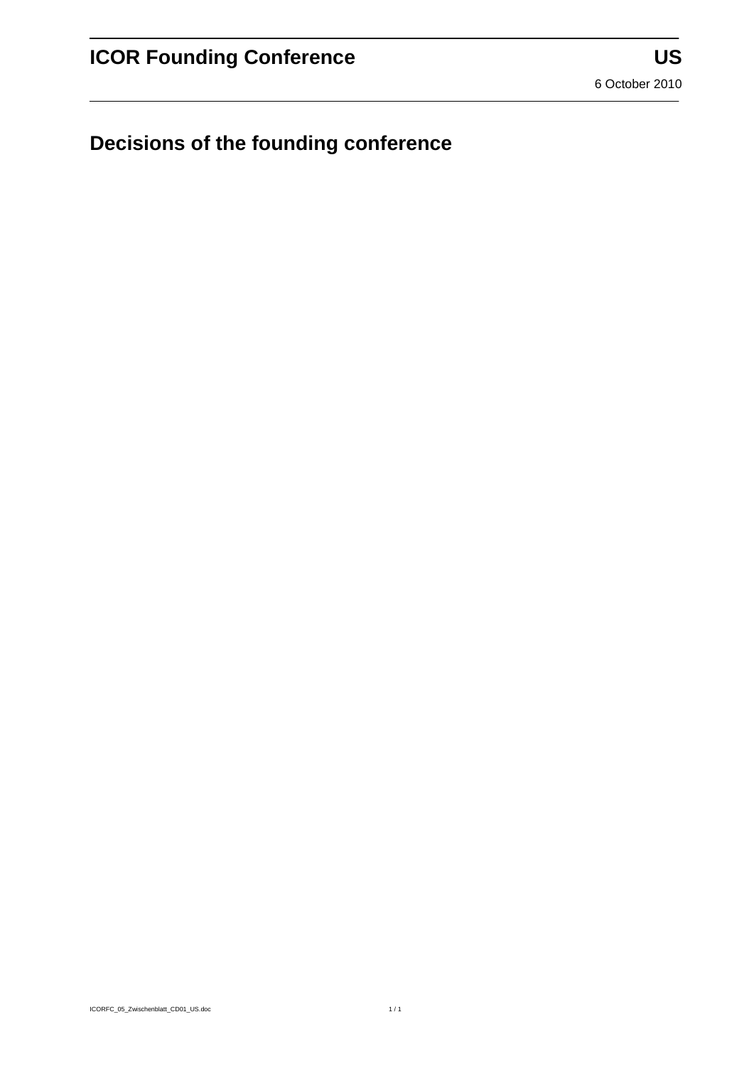# Decisions of the founding conference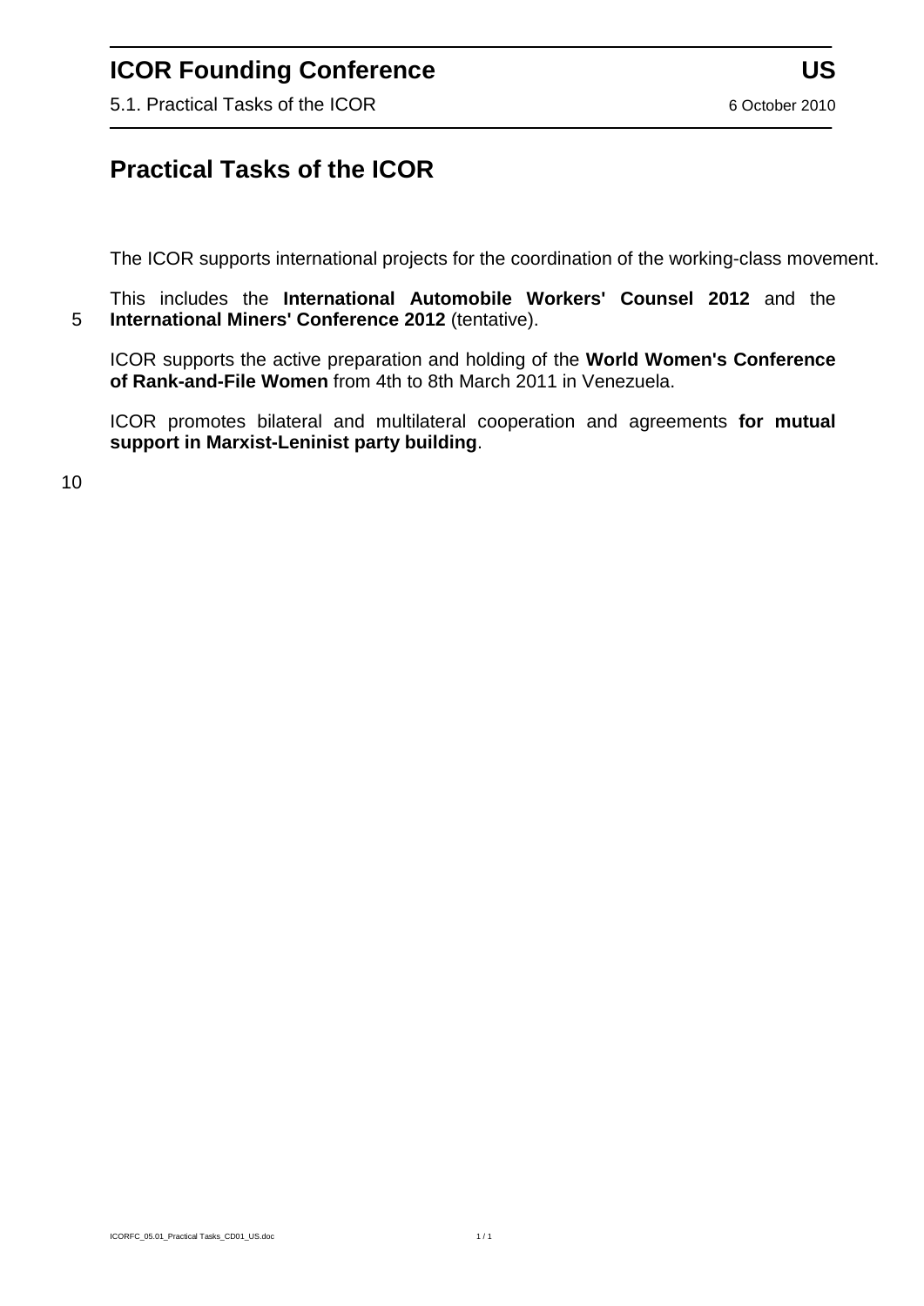# Practical Tasks of the ICOR

The ICOR supports international projects for the coordination of the working-class movement.

This includes the **International Automobile Workers' Counsel 2012** and the **International Miners' Conference 2012** (tentative).

ICOR supports the active preparation and holding of the **World Women's Conference of Rank-and-File Women** from 4th to 8th March 2011 in Venezuela.

ICOR promotes bilateral and multilateral cooperation and agreements **for mutual support in Marxist-Leninist party building**.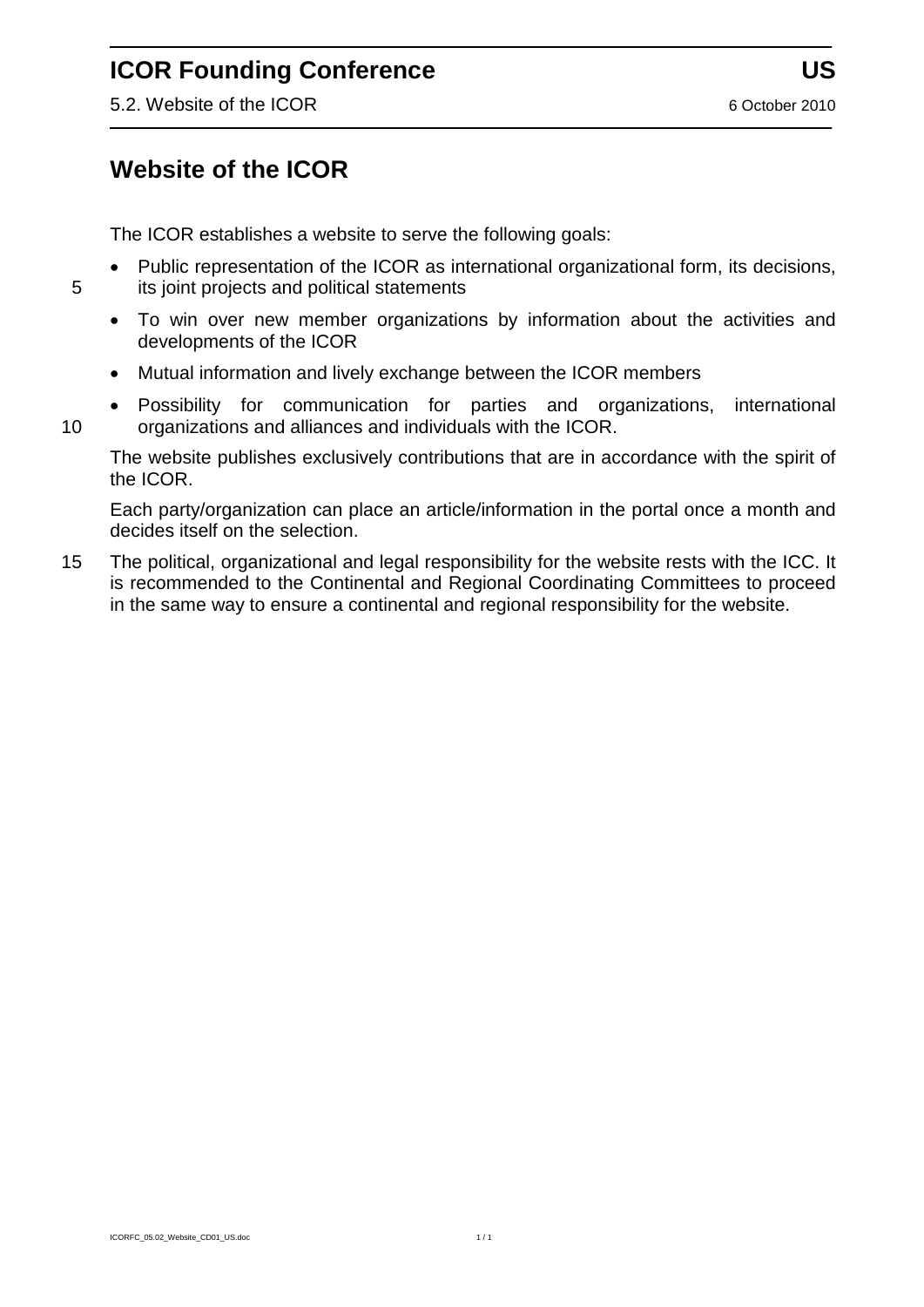# Website of the ICOR

The ICOR establishes a website to serve the following goals:

- Public representation of the ICOR as international organizational form, its decisions, its joint projects and political statements
- To win over new member organizations by information about the activities and developments of the ICOR
- Mutual information and lively exchange between the ICOR members
- Possibility for communication for parties and organizations, international organizations and alliances and individuals with the ICOR.

The website publishes exclusively contributions that are in accordance with the spirit of the ICOR.

Each party/organization can place an article/information in the portal once a month and decides itself on the selection.

The political, organizational and legal responsibility for the website rests with the ICC. It is recommended to the Continental and Regional Coordinating Committees to proceed in the same way to ensure a continental and regional responsibility for the website.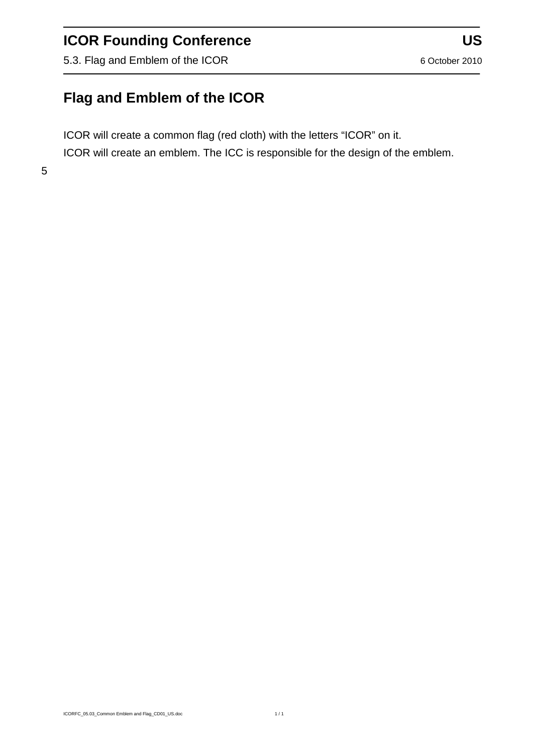# Flag and Emblem of the ICOR

ICOR will create a common flag (red cloth) with the letters "ICOR" on it.

ICOR will create an emblem. The ICC is responsible for the design of the emblem.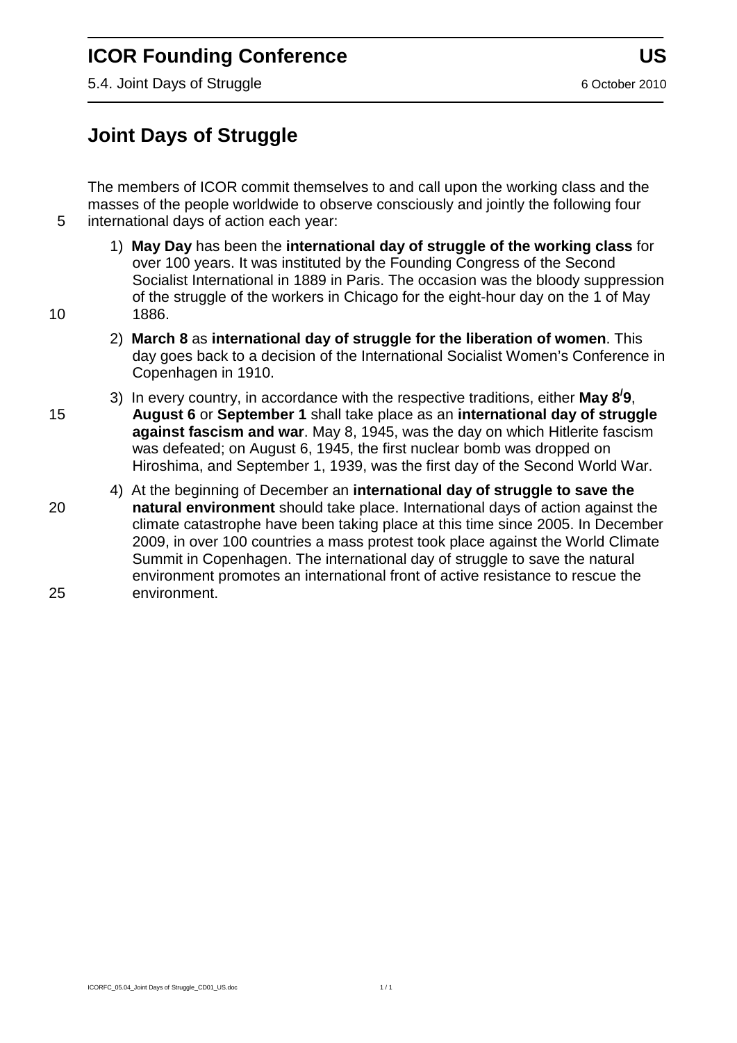# Joint Days of Struggle

The members of ICOR commit themselves to and call upon the working class and the masses of the people worldwide to observe consciously and jointly the following four international days of action each year:

1) **May Day** has been the **international day of struggle of the working class** for over 100 years. It was instituted by the Founding Congress of the Second Socialist International in 1889 in Paris. The occasion was the bloody suppression of the struggle of the workers in Chicago for the eight-hour day on the 1 of May 1886.

2) **March 8** as **international day of struggle for the liberation of women**. This day goes back to a decision of the International Socialist Women's Conference in Copenhagen in 1910.

3) In every country, in accordance with the respective traditions, either **May 8/9**, **August 6** or **September 1** shall take place as an **international day of struggle against fascism and war**. May 8, 1945, was the day on which Hitlerite fascism was defeated; on August 6, 1945, the first nuclear bomb was dropped on Hiroshima, and September 1, 1939, was the first day of the Second World War.

4) At the beginning of December an **international day of struggle to save the natural environment** should take place. International days of action against the climate catastrophe have been taking place at this time since 2005. In December 2009, in over 100 countries a mass protest took place against the World Climate Summit in Copenhagen. The international day of struggle to save the natural environment promotes an international front of active resistance to rescue the environment.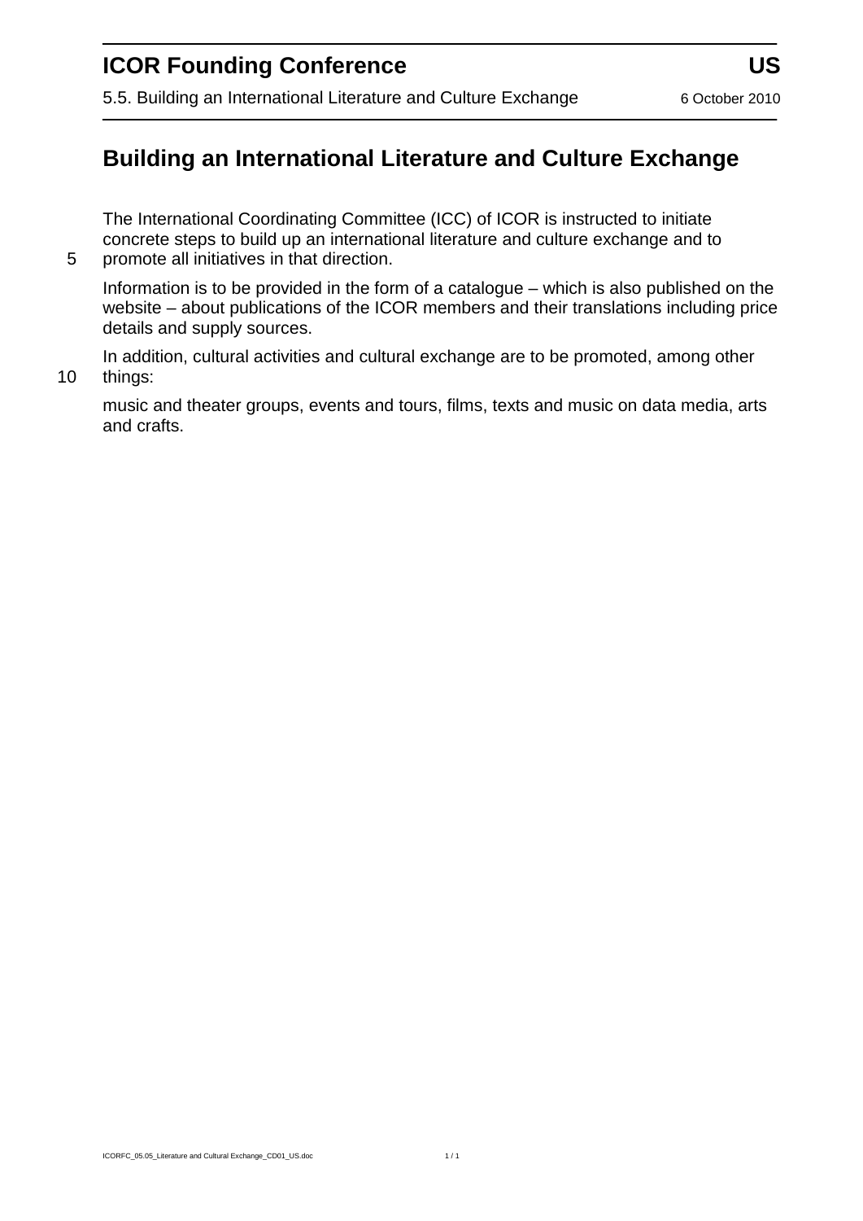# Building an International Literature and Culture Exchange

The International Coordinating Committee (ICC) of ICOR is instructed to initiate concrete steps to build up an international literature and culture exchange and to promote all initiatives in that direction.

Information is to be provided in the form of a catalogue – which is also published on the website – about publications of the ICOR members and their translations including price details and supply sources.

In addition, cultural activities and cultural exchange are to be promoted, among other things:

music and theater groups, events and tours, films, texts and music on data media, arts and crafts.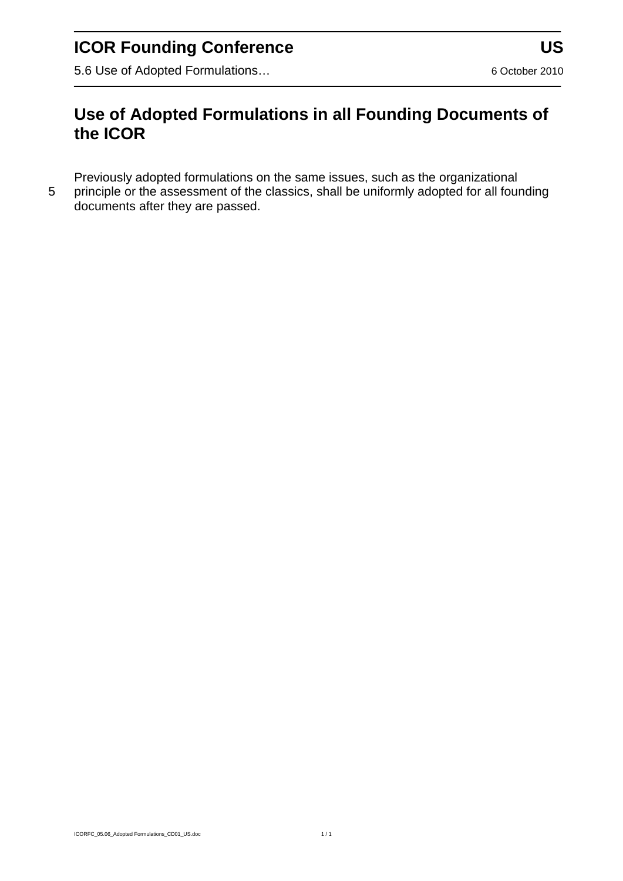# Use of Adopted Formulations in all Founding Documents of the ICOR

Previously adopted formulations on the same issues, such as the organizational principle or the assessment of the classics, shall be uniformly adopted for all founding documents after they are passed.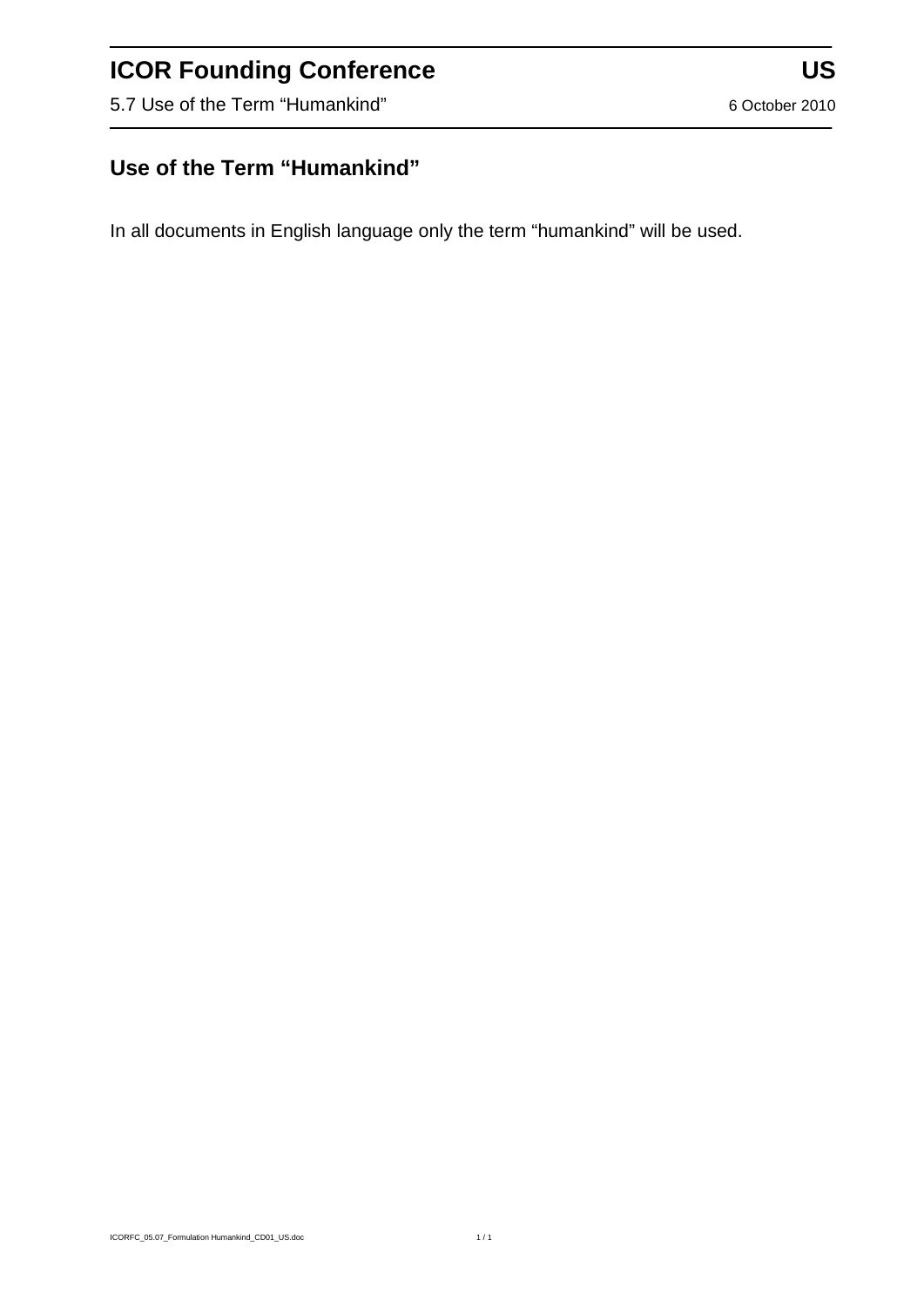## Use of the Term "Humankind"

In all documents in English language only the term "humankind" will be used.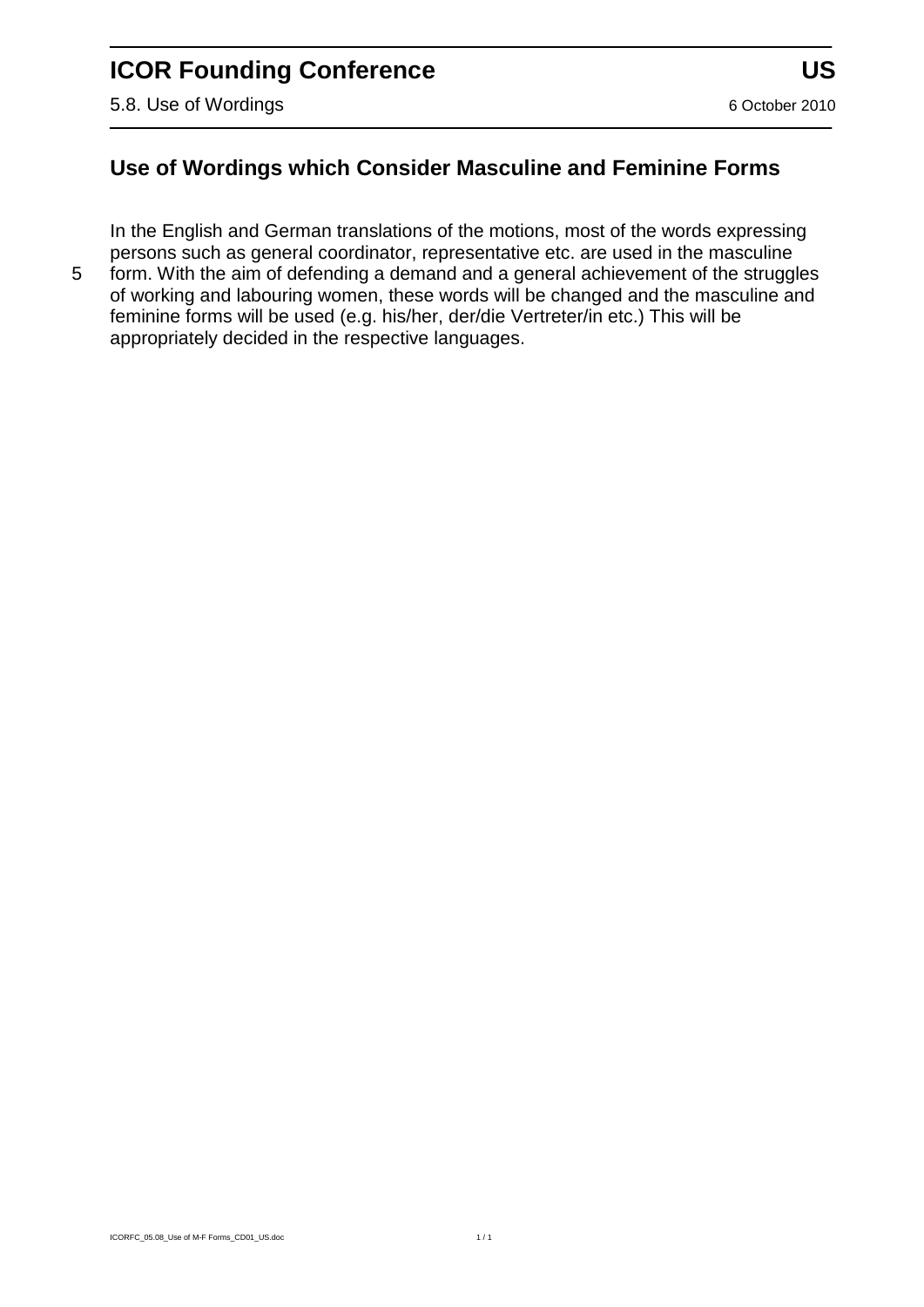## Use of Wordings which Consider Masculine and Feminine Forms

In the English and German translations of the motions, most of the words expressing persons such as general coordinator, representative etc. are used in the masculine form. With the aim of defending a demand and a general achievement of the struggles of working and labouring women, these words will be changed and the masculine and feminine forms will be used (e.g. his/her, der/die Vertreter/in etc.) This will be appropriately decided in the respective languages.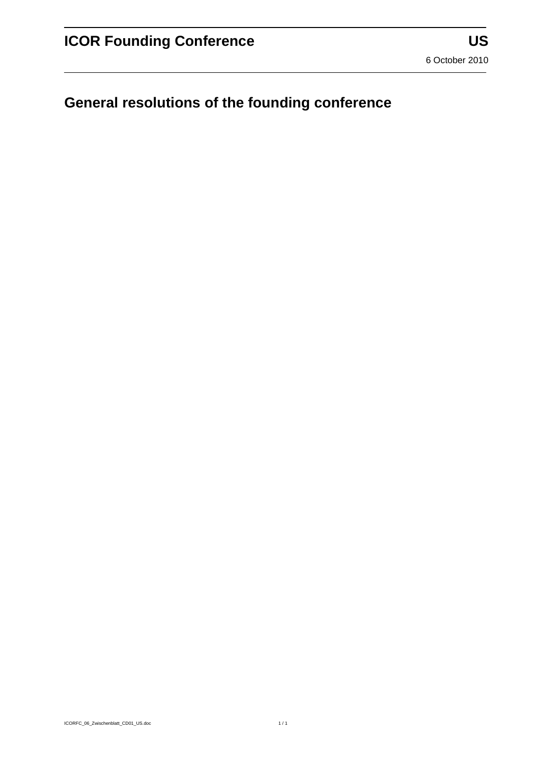# General resolutions of the founding conference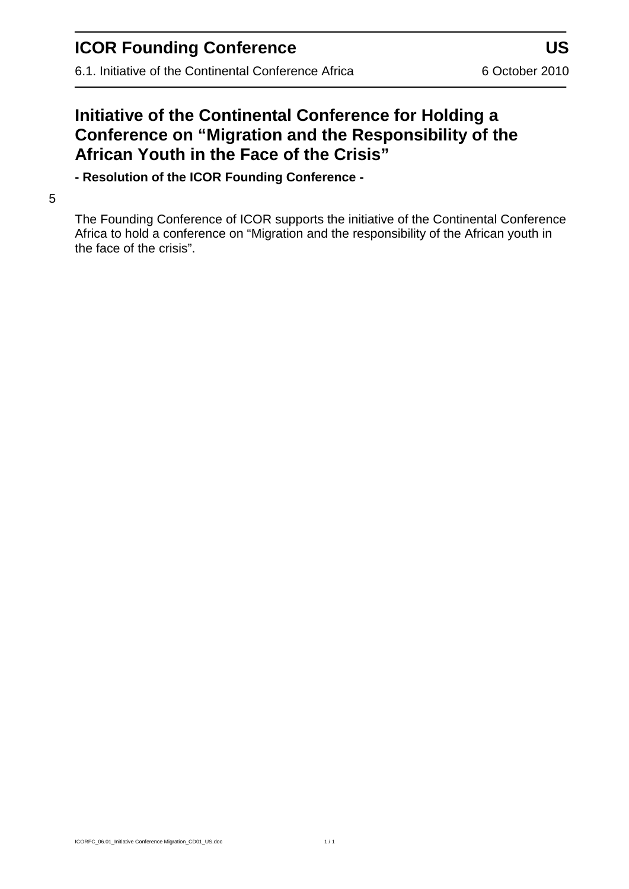# Initiative of the Continental Conference for Holding a Conference on "Migration and the Responsibility of the African Youth in the Face of the Crisis"

**- Resolution of the ICOR Founding Conference -**

The Founding Conference of ICOR supports the initiative of the Continental Conference Africa to hold a conference on "Migration and the responsibility of the African youth in the face of the crisis".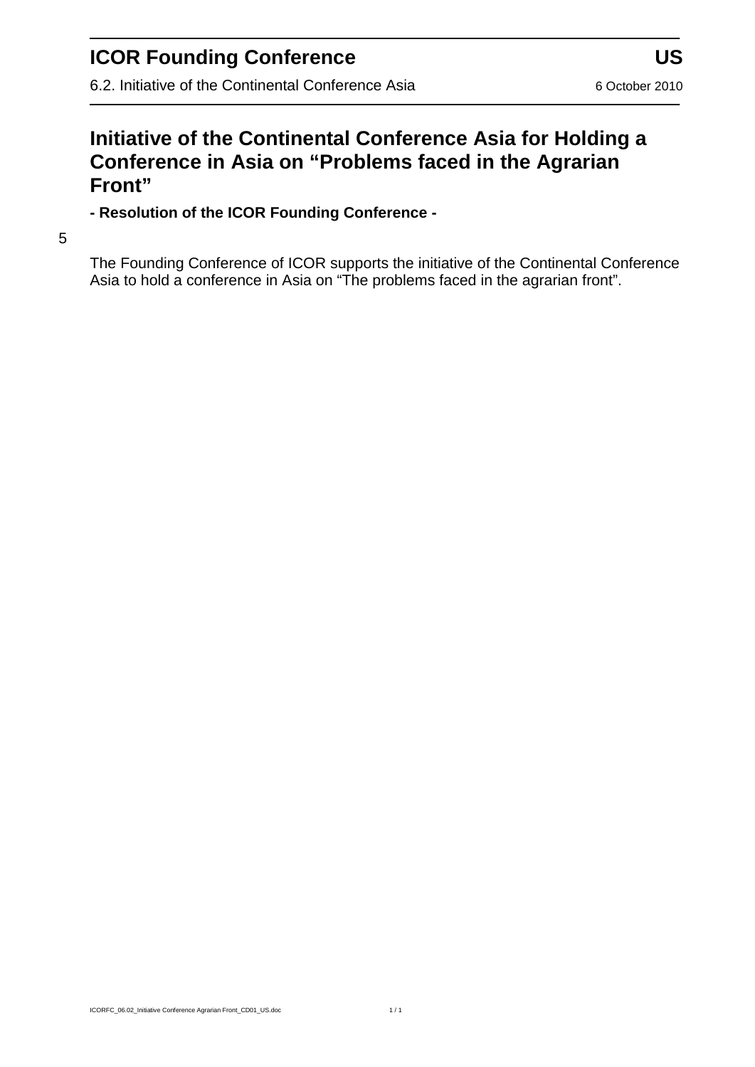# Initiative of the Continental Conference Asia for Holding a Conference in Asia on "Problems faced in the Agrarian Front"

**- Resolution of the ICOR Founding Conference -**

The Founding Conference of ICOR supports the initiative of the Continental Conference Asia to hold a conference in Asia on "The problems faced in the agrarian front".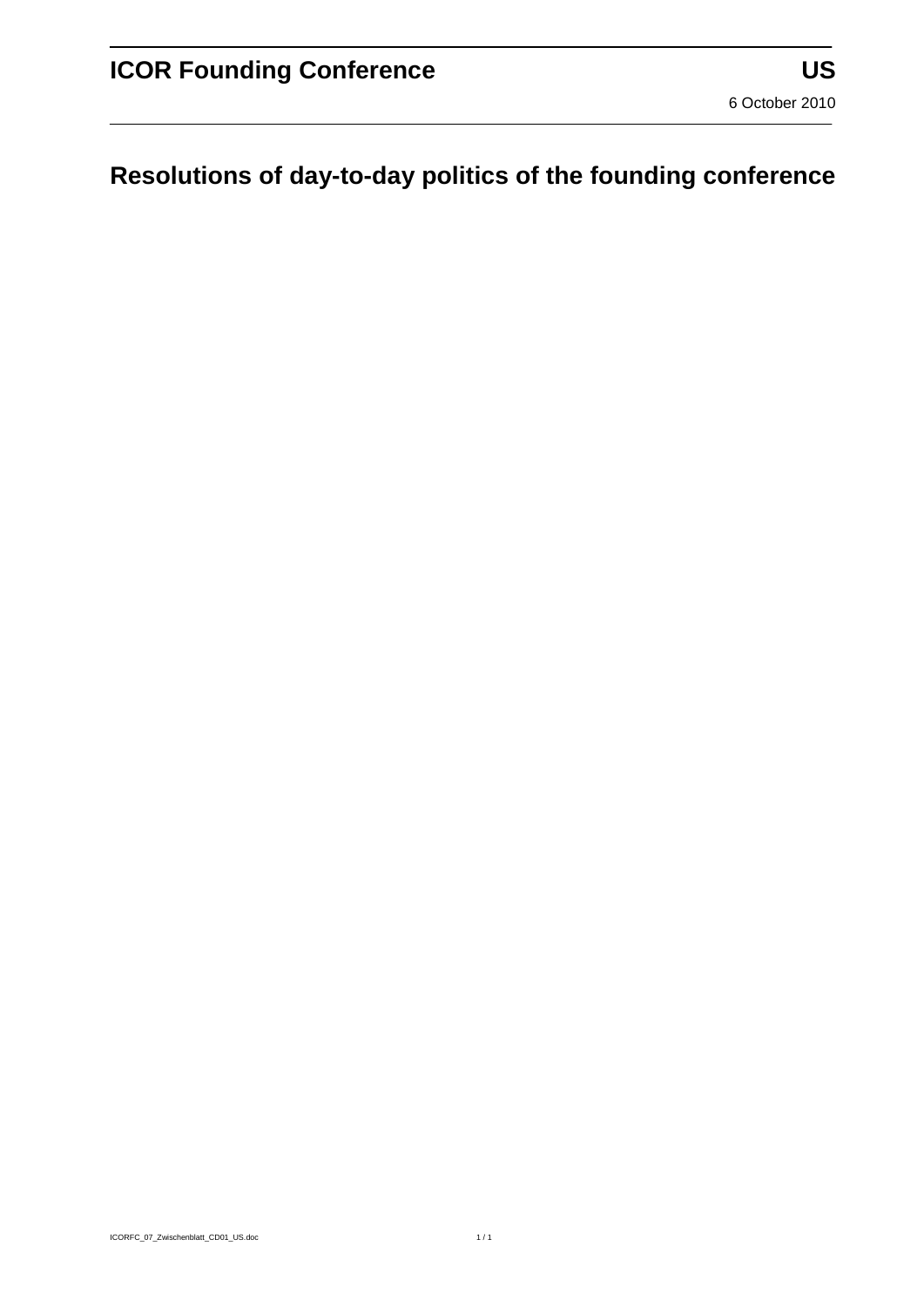# Resolutions of day-to-day politics of the founding conference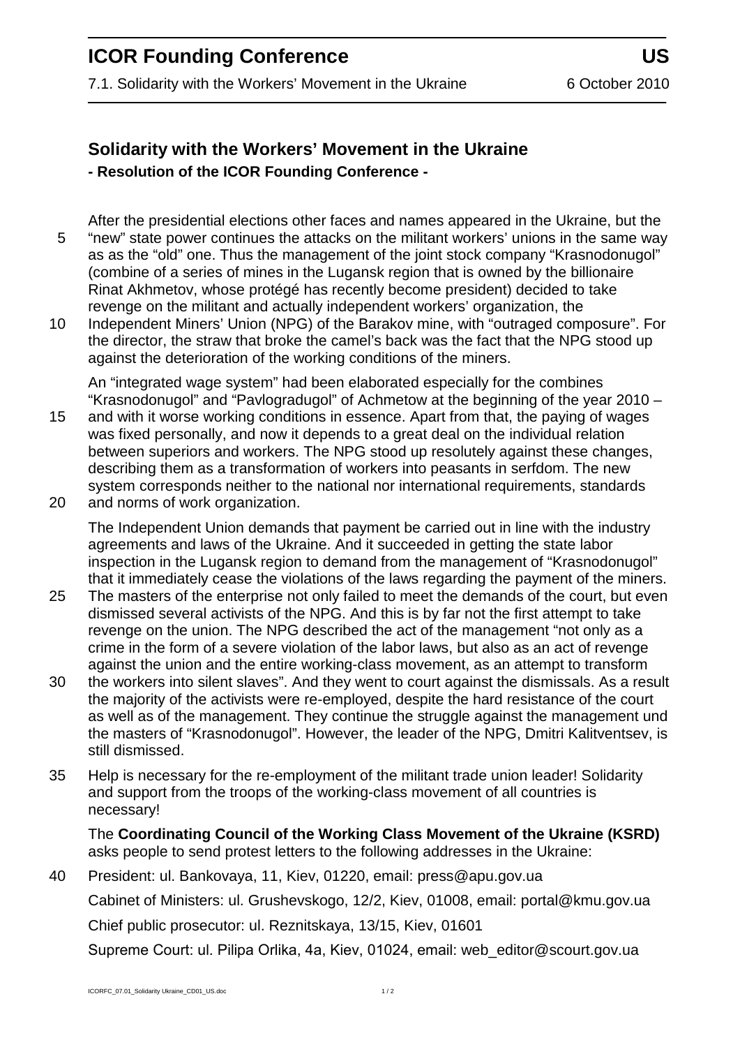## Solidarity with the Workers' Movement in the Ukraine

**- Resolution of the ICOR Founding Conference -**

After the presidential elections other faces and names appeared in the Ukraine, but the "new" state power continues the attacks on the militant workers' unions in the same way as as the "old" one. Thus the management of the joint stock company "Krasnodonugol" (combine of a series of mines in the Lugansk region that is owned by the billionaire Rinat Akhmetov, whose protégé has recently become president) decided to take revenge on the militant and actually independent workers' organization, the Independent Miners' Union (NPG) of the Barakov mine, with "outraged composure". For the director, the straw that broke the camel's back was the fact that the NPG stood up against the deterioration of the working conditions of the miners.

An "integrated wage system" had been elaborated especially for the combines "Krasnodonugol" and "Pavlogradugol" of Achmetow at the beginning of the year 2010 – and with it worse working conditions in essence. Apart from that, the paying of wages was fixed personally, and now it depends to a great deal on the individual relation between superiors and workers. The NPG stood up resolutely against these changes, describing them as a transformation of workers into peasants in serfdom. The new system corresponds neither to the national nor international requirements, standards and norms of work organization.

The Independent Union demands that payment be carried out in line with the industry agreements and laws of the Ukraine. And it succeeded in getting the state labor inspection in the Lugansk region to demand from the management of "Krasnodonugol" that it immediately cease the violations of the laws regarding the payment of the miners. The masters of the enterprise not only failed to meet the demands of the court, but even dismissed several activists of the NPG. And this is by far not the first attempt to take revenge on the union. The NPG described the act of the management "not only as a crime in the form of a severe violation of the labor laws, but also as an act of revenge against the union and the entire working-class movement, as an attempt to transform the workers into silent slaves". And they went to court against the dismissals. As a result the majority of the activists were re-employed, despite the hard resistance of the court as well as of the management. They continue the struggle against the management und the masters of "Krasnodonugol". However, the leader of the NPG, Dmitri Kalitventsev, is still dismissed.

Help is necessary for the re-employment of the militant trade union leader! Solidarity and support from the troops of the working-class movement of all countries is necessary!

The **Coordinating Council of the Working Class Movement of the Ukraine (KSRD)** asks people to send protest letters to the following addresses in the Ukraine:

President: ul. Bankovaya, 11, Kiev, 01220, email: press@apu.gov.ua

Cabinet of Ministers: ul. Grushevskogo, 12/2, Kiev, 01008, email: portal@kmu.gov.ua

Chief public prosecutor: ul. Reznitskaya, 13/15, Kiev, 01601

Supreme Court: ul. Pilipa Orlika, 4a, Kiev, 01024, email: web_editor@scourt.gov.ua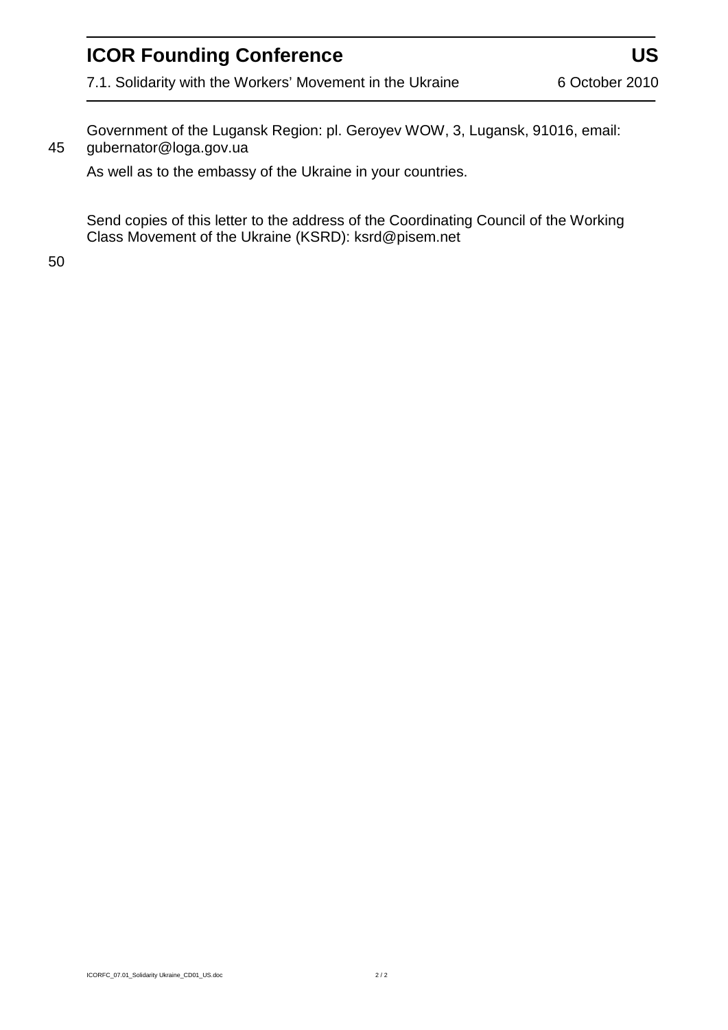Government of the Lugansk Region: pl. Geroyev WOW, 3, Lugansk, 91016, email: gubernator@loga.gov.ua

As well as to the embassy of the Ukraine in your countries.

Send copies of this letter to the address of the Coordinating Council of the Working Class Movement of the Ukraine (KSRD): ksrd@pisem.net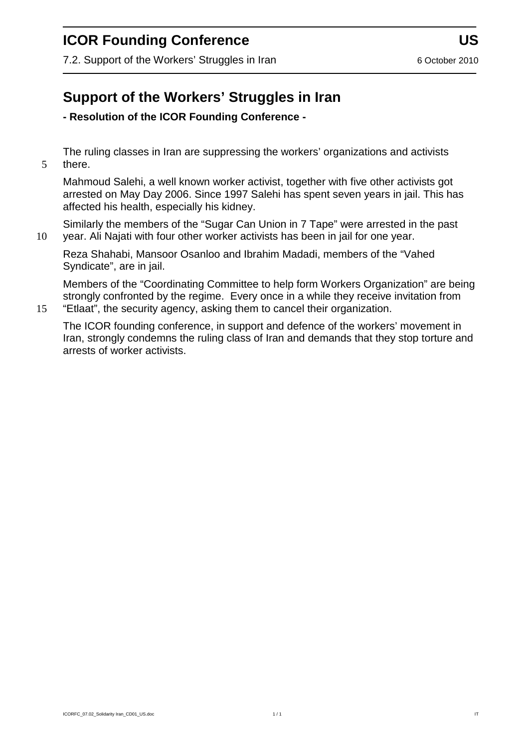# Support of the Workers' Struggles in Iran

**- Resolution of the ICOR Founding Conference -**

The ruling classes in Iran are suppressing the workers' organizations and activists there.

Mahmoud Salehi, a well known worker activist, together with five other activists got arrested on May Day 2006. Since 1997 Salehi has spent seven years in jail. This has affected his health, especially his kidney.

Similarly the members of the "Sugar Can Union in 7 Tape" were arrested in the past year. Ali Najati with four other worker activists has been in jail for one year.

Reza Shahabi, Mansoor Osanloo and Ibrahim Madadi, members of the "Vahed Syndicate", are in jail.

Members of the "Coordinating Committee to help form Workers Organization" are being strongly confronted by the regime. Every once in a while they receive invitation from "Etlaat", the security agency, asking them to cancel their organization.

The ICOR founding conference, in support and defence of the workers' movement in Iran, strongly condemns the ruling class of Iran and demands that they stop torture and arrests of worker activists.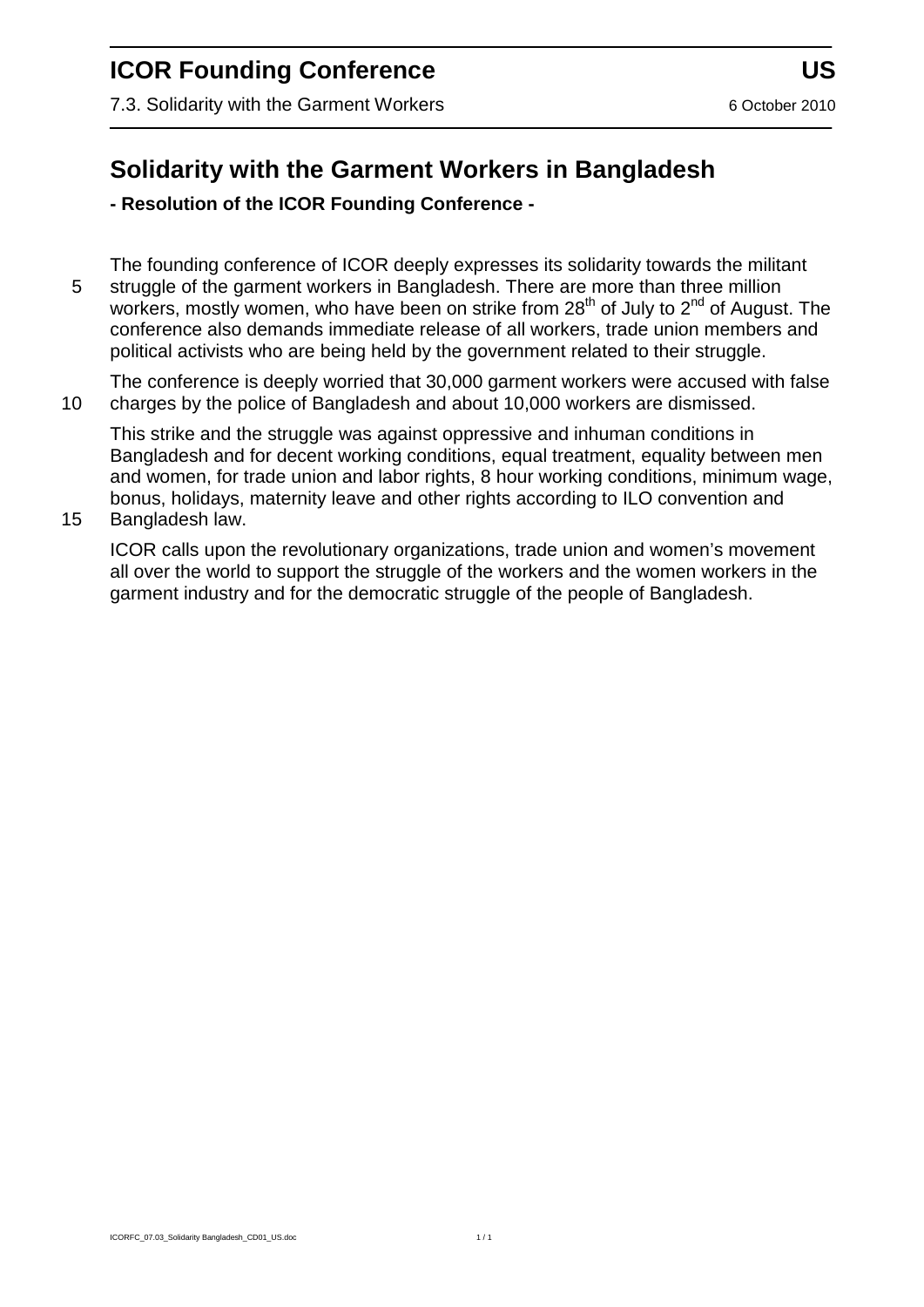# Solidarity with the Garment Workers in Bangladesh

**- Resolution of the ICOR Founding Conference -**

The founding conference of ICOR deeply expresses its solidarity towards the militant struggle of the garment workers in Bangladesh. There are more than three million workers, mostly women, who have been on strike from 28th of July to 2nd of August. The conference also demands immediate release of all workers, trade union members and political activists who are being held by the government related to their struggle.

The conference is deeply worried that 30,000 garment workers were accused with false charges by the police of Bangladesh and about 10,000 workers are dismissed.

This strike and the struggle was against oppressive and inhuman conditions in Bangladesh and for decent working conditions, equal treatment, equality between men and women, for trade union and labor rights, 8 hour working conditions, minimum wage, bonus, holidays, maternity leave and other rights according to ILO convention and Bangladesh law.

ICOR calls upon the revolutionary organizations, trade union and women's movement all over the world to support the struggle of the workers and the women workers in the garment industry and for the democratic struggle of the people of Bangladesh.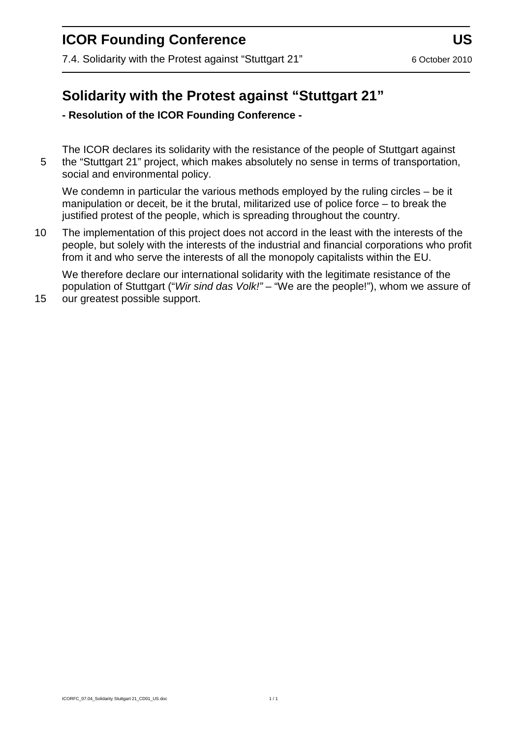# Solidarity with the Protest against "Stuttgart 21"

**- Resolution of the ICOR Founding Conference -**

The ICOR declares its solidarity with the resistance of the people of Stuttgart against the "Stuttgart 21" project, which makes absolutely no sense in terms of transportation, social and environmental policy.

We condemn in particular the various methods employed by the ruling circles – be it manipulation or deceit, be it the brutal, militarized use of police force – to break the justified protest of the people, which is spreading throughout the country.

The implementation of this project does not accord in the least with the interests of the people, but solely with the interests of the industrial and financial corporations who profit from it and who serve the interests of all the monopoly capitalists within the EU.

We therefore declare our international solidarity with the legitimate resistance of the population of Stuttgart ("*Wir sind das Volk!"* – "We are the people!"), whom we assure of our greatest possible support.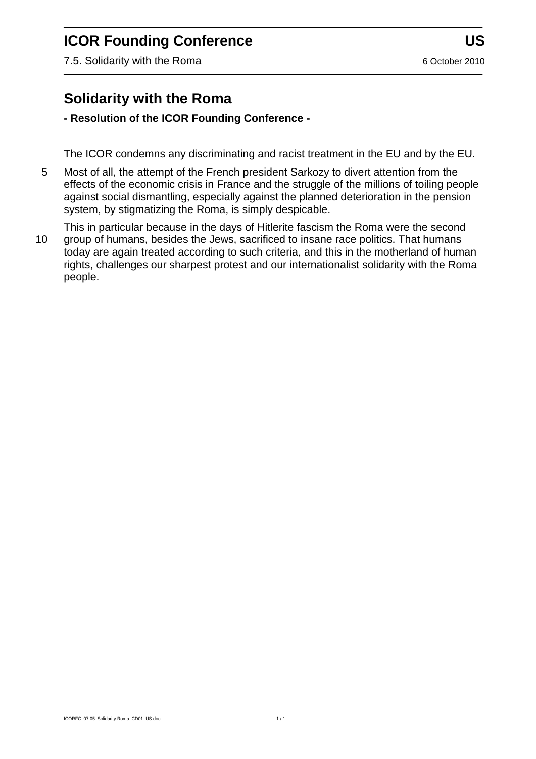# Solidarity with the Roma

**- Resolution of the ICOR Founding Conference -**

The ICOR condemns any discriminating and racist treatment in the EU and by the EU.

Most of all, the attempt of the French president Sarkozy to divert attention from the effects of the economic crisis in France and the struggle of the millions of toiling people against social dismantling, especially against the planned deterioration in the pension system, by stigmatizing the Roma, is simply despicable.

This in particular because in the days of Hitlerite fascism the Roma were the second group of humans, besides the Jews, sacrificed to insane race politics. That humans today are again treated according to such criteria, and this in the motherland of human rights, challenges our sharpest protest and our internationalist solidarity with the Roma people.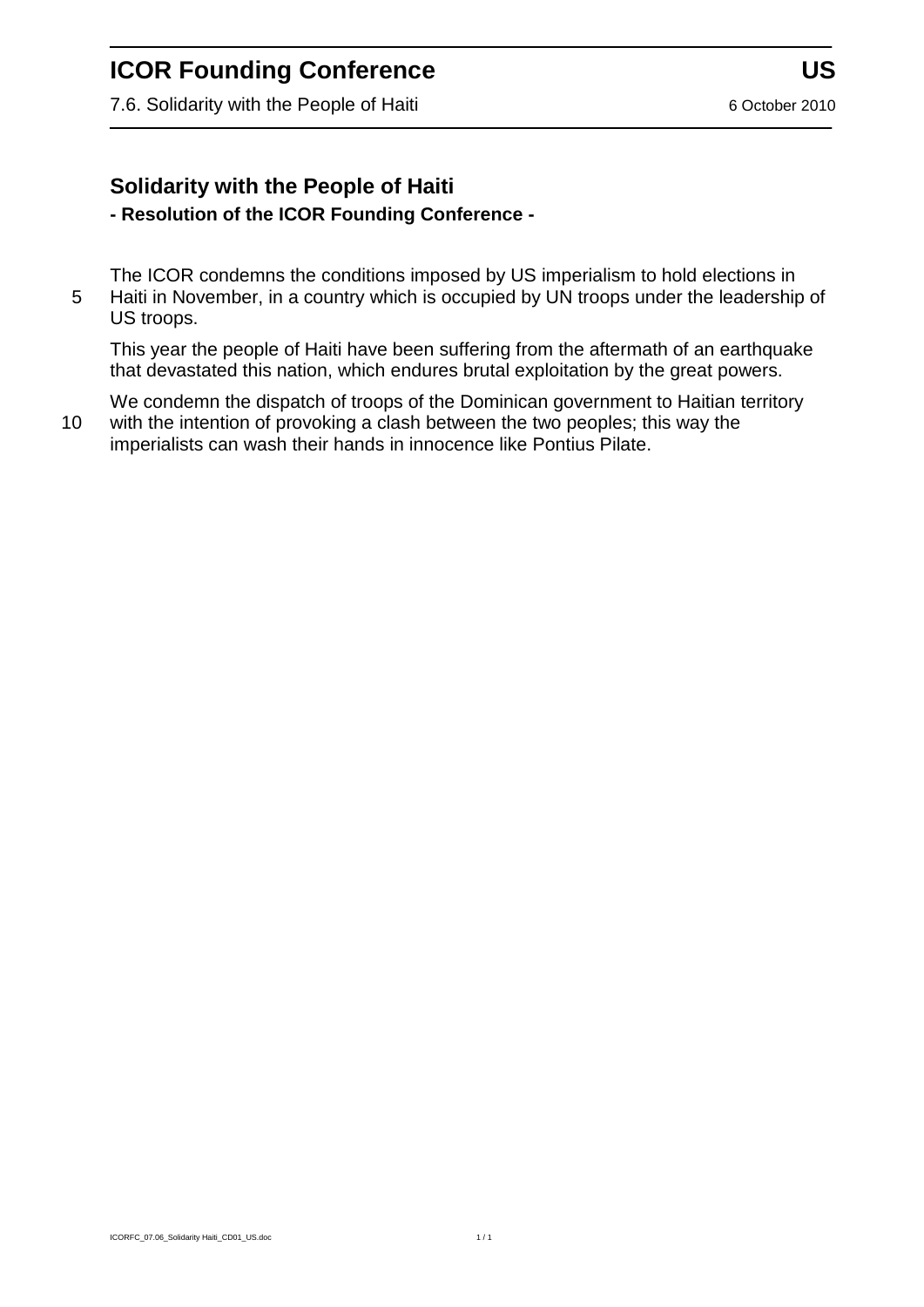## Solidarity with the People of Haiti

**- Resolution of the ICOR Founding Conference -**

The ICOR condemns the conditions imposed by US imperialism to hold elections in Haiti in November, in a country which is occupied by UN troops under the leadership of US troops.

This year the people of Haiti have been suffering from the aftermath of an earthquake that devastated this nation, which endures brutal exploitation by the great powers.

We condemn the dispatch of troops of the Dominican government to Haitian territory with the intention of provoking a clash between the two peoples; this way the imperialists can wash their hands in innocence like Pontius Pilate.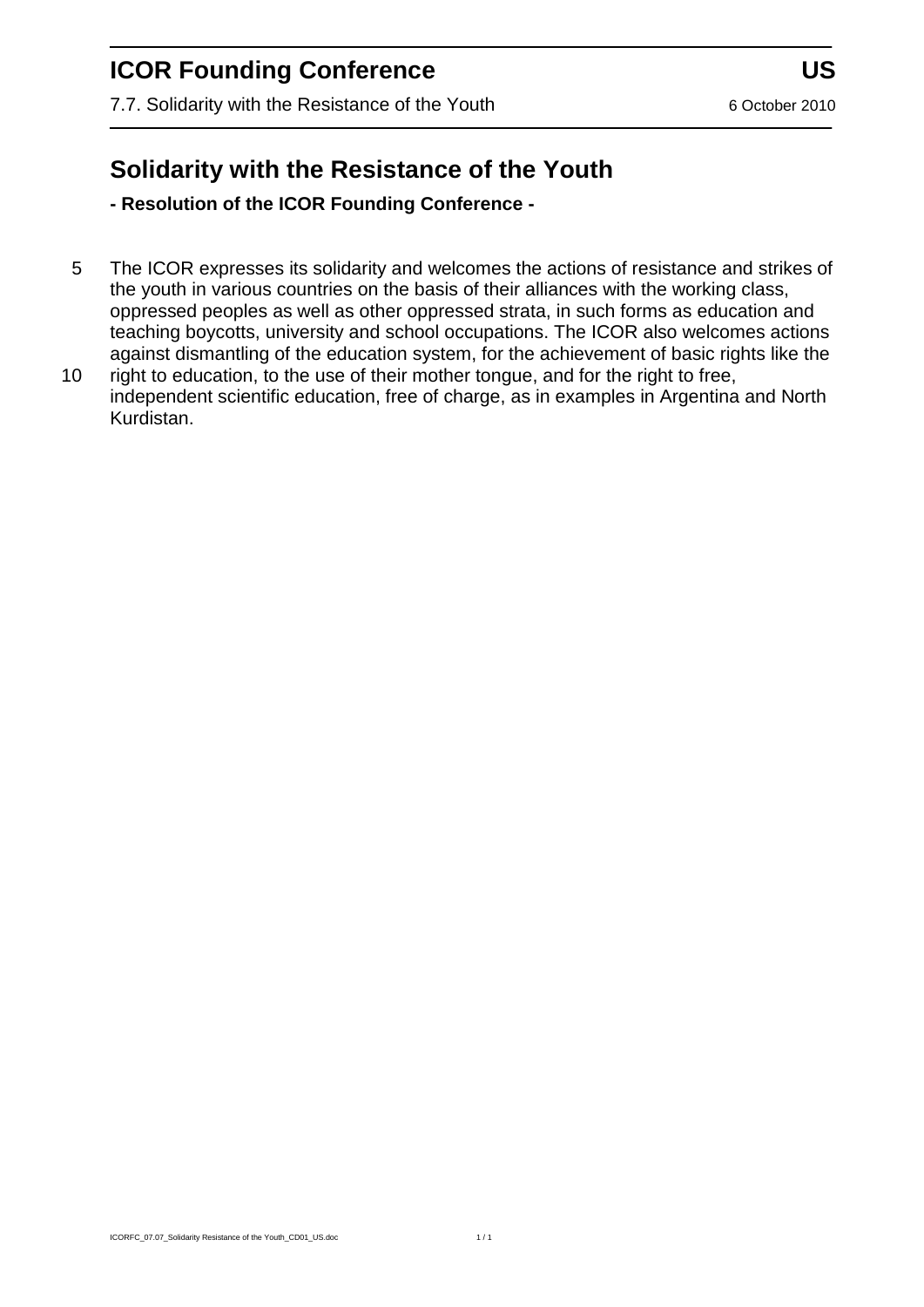# Solidarity with the Resistance of the Youth

**- Resolution of the ICOR Founding Conference -**

The ICOR expresses its solidarity and welcomes the actions of resistance and strikes of the youth in various countries on the basis of their alliances with the working class, oppressed peoples as well as other oppressed strata, in such forms as education and teaching boycotts, university and school occupations. The ICOR also welcomes actions against dismantling of the education system, for the achievement of basic rights like the right to education, to the use of their mother tongue, and for the right to free, independent scientific education, free of charge, as in examples in Argentina and North Kurdistan.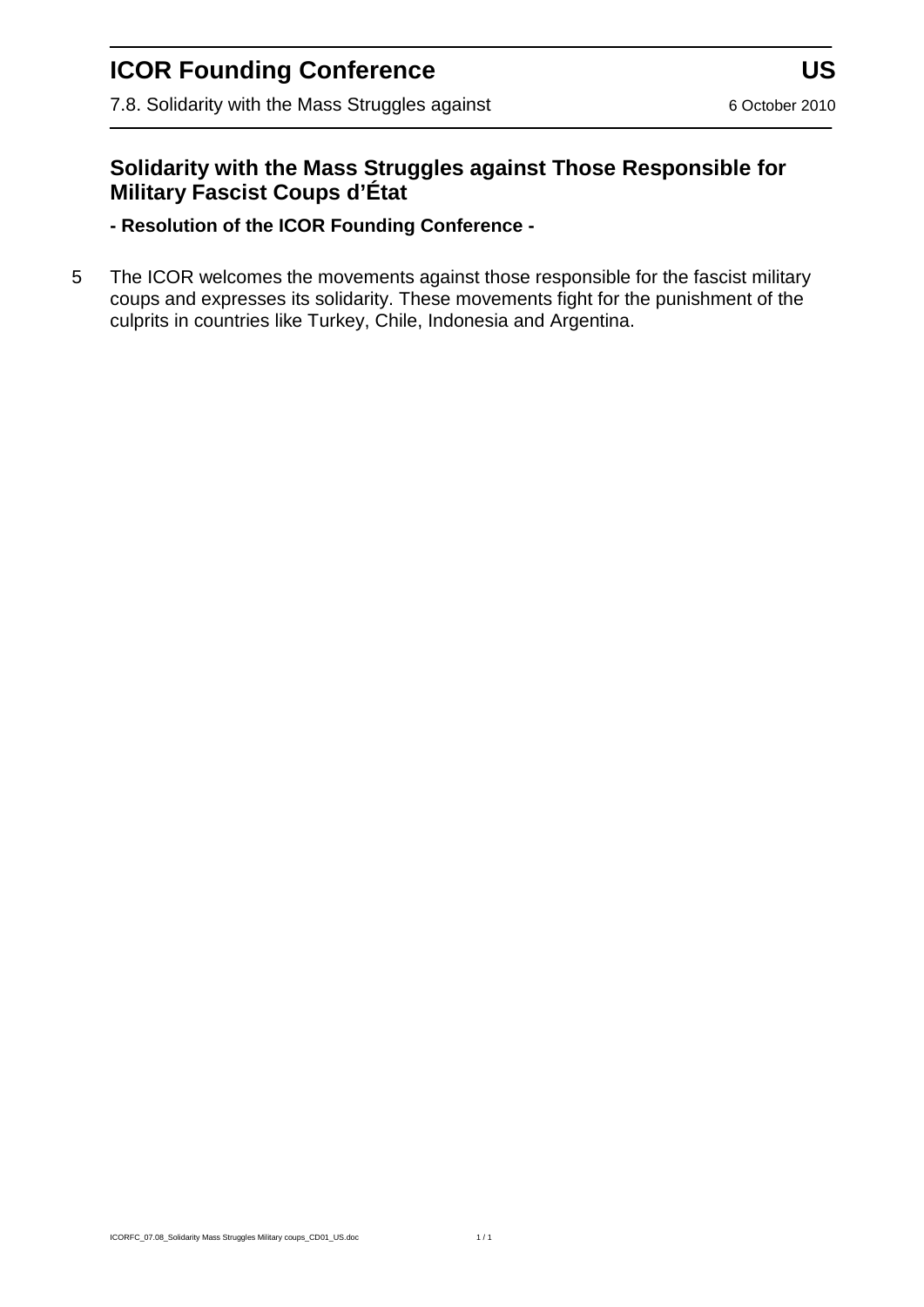## Solidarity with the Mass Struggles against Those Responsible for Military Fascist Coups d'État

**- Resolution of the ICOR Founding Conference -**

The ICOR welcomes the movements against those responsible for the fascist military coups and expresses its solidarity. These movements fight for the punishment of the culprits in countries like Turkey, Chile, Indonesia and Argentina.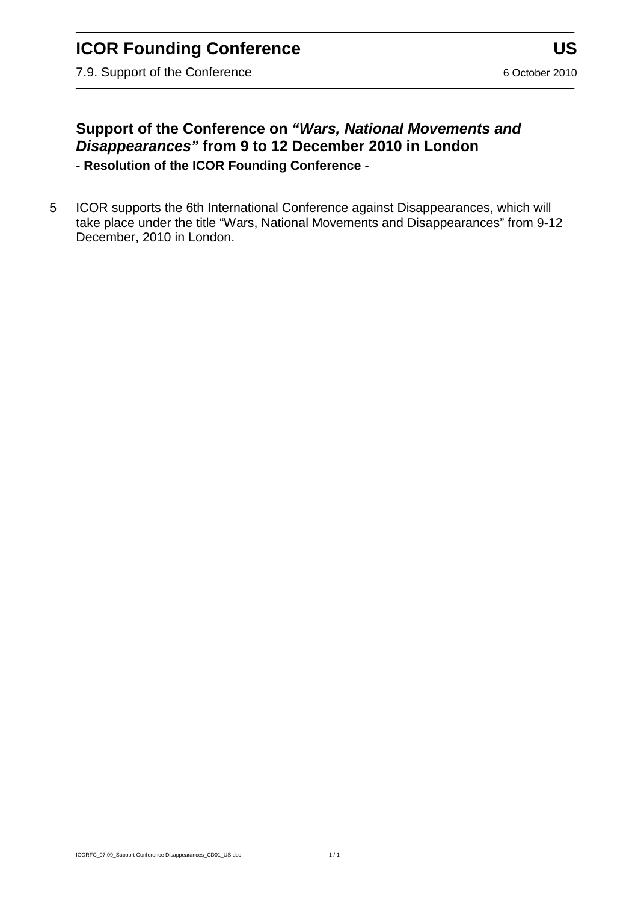## Support of the Conference on *“Wars, National Movements and Disappearances”* from 9 to 12 December 2010 in London

**- Resolution of the ICOR Founding Conference -**

5 ICOR supports the 6th International Conference against Disappearances, which will take place under the title “Wars, National Movements and Disappearances” from 9-12 December, 2010 in London.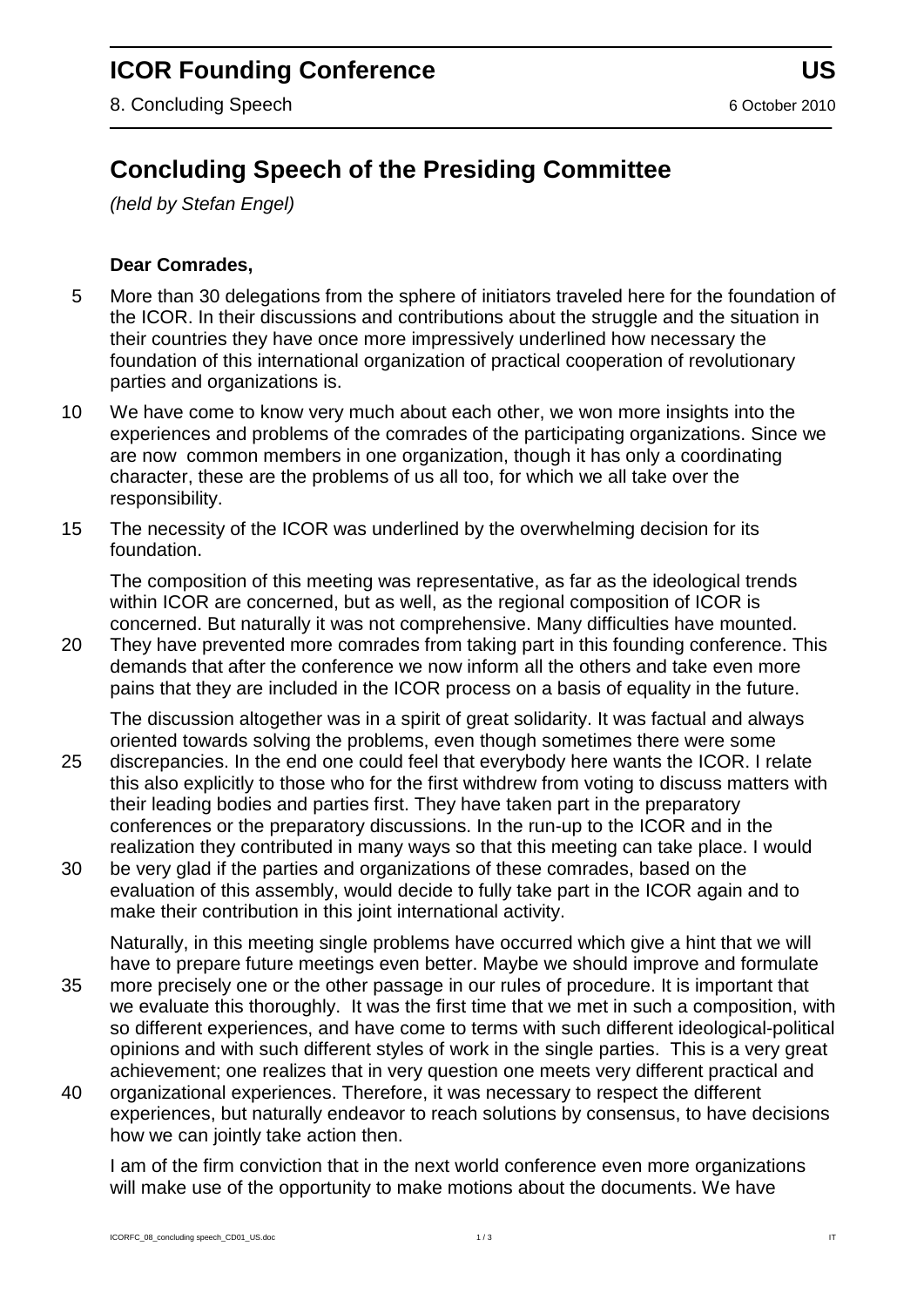# Concluding Speech of the Presiding Committee

*(held by Stefan Engel)*

**Dear Comrades,**

More than 30 delegations from the sphere of initiators traveled here for the foundation of the ICOR. In their discussions and contributions about the struggle and the situation in their countries they have once more impressively underlined how necessary the foundation of this international organization of practical cooperation of revolutionary parties and organizations is.

We have come to know very much about each other, we won more insights into the experiences and problems of the comrades of the participating organizations. Since we are now common members in one organization, though it has only a coordinating character, these are the problems of us all too, for which we all take over the responsibility.

The necessity of the ICOR was underlined by the overwhelming decision for its foundation.

The composition of this meeting was representative, as far as the ideological trends within ICOR are concerned, but as well, as the regional composition of ICOR is concerned. But naturally it was not comprehensive. Many difficulties have mounted. They have prevented more comrades from taking part in this founding conference. This demands that after the conference we now inform all the others and take even more pains that they are included in the ICOR process on a basis of equality in the future.

The discussion altogether was in a spirit of great solidarity. It was factual and always oriented towards solving the problems, even though sometimes there were some discrepancies. In the end one could feel that everybody here wants the ICOR. I relate this also explicitly to those who for the first withdrew from voting to discuss matters with their leading bodies and parties first. They have taken part in the preparatory conferences or the preparatory discussions. In the run-up to the ICOR and in the realization they contributed in many ways so that this meeting can take place. I would be very glad if the parties and organizations of these comrades, based on the evaluation of this assembly, would decide to fully take part in the ICOR again and to make their contribution in this joint international activity.

Naturally, in this meeting single problems have occurred which give a hint that we will have to prepare future meetings even better. Maybe we should improve and formulate more precisely one or the other passage in our rules of procedure. It is important that we evaluate this thoroughly. It was the first time that we met in such a composition, with so different experiences, and have come to terms with such different ideological-political opinions and with such different styles of work in the single parties. This is a very great achievement; one realizes that in very question one meets very different practical and organizational experiences. Therefore, it was necessary to respect the different experiences, but naturally endeavor to reach solutions by consensus, to have decisions how we can jointly take action then.

I am of the firm conviction that in the next world conference even more organizations will make use of the opportunity to make motions about the documents. We have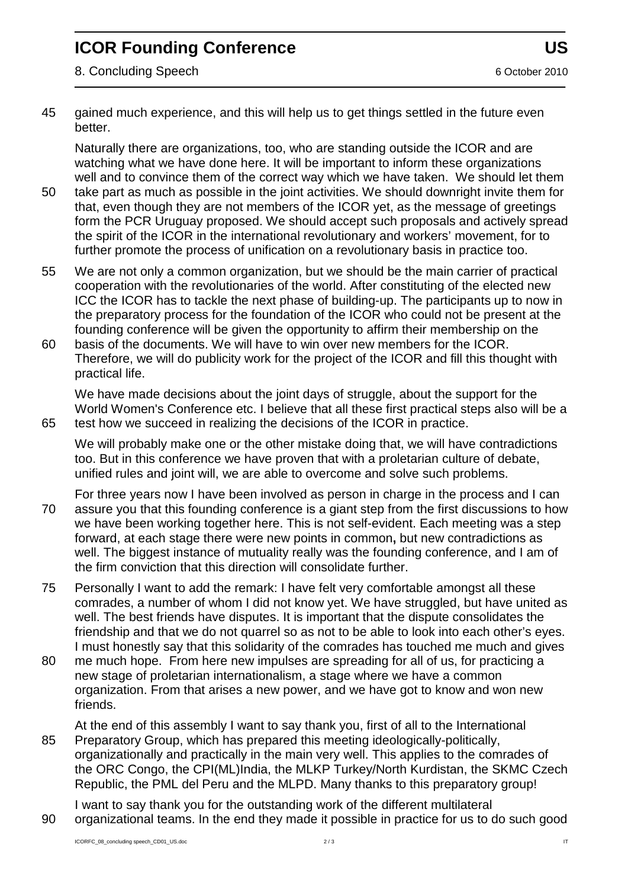gained much experience, and this will help us to get things settled in the future even better.

Naturally there are organizations, too, who are standing outside the ICOR and are watching what we have done here. It will be important to inform these organizations well and to convince them of the correct way which we have taken. We should let them take part as much as possible in the joint activities. We should downright invite them for that, even though they are not members of the ICOR yet, as the message of greetings form the PCR Uruguay proposed. We should accept such proposals and actively spread the spirit of the ICOR in the international revolutionary and workers' movement, for to further promote the process of unification on a revolutionary basis in practice too.

We are not only a common organization, but we should be the main carrier of practical cooperation with the revolutionaries of the world. After constituting of the elected new ICC the ICOR has to tackle the next phase of building-up. The participants up to now in the preparatory process for the foundation of the ICOR who could not be present at the founding conference will be given the opportunity to affirm their membership on the basis of the documents. We will have to win over new members for the ICOR. Therefore, we will do publicity work for the project of the ICOR and fill this thought with practical life.

We have made decisions about the joint days of struggle, about the support for the World Women's Conference etc. I believe that all these first practical steps also will be a test how we succeed in realizing the decisions of the ICOR in practice.

We will probably make one or the other mistake doing that, we will have contradictions too. But in this conference we have proven that with a proletarian culture of debate, unified rules and joint will, we are able to overcome and solve such problems.

For three years now I have been involved as person in charge in the process and I can assure you that this founding conference is a giant step from the first discussions to how we have been working together here. This is not self-evident. Each meeting was a step forward, at each stage there were new points in common**,** but new contradictions as well. The biggest instance of mutuality really was the founding conference, and I am of the firm conviction that this direction will consolidate further.

Personally I want to add the remark: I have felt very comfortable amongst all these comrades, a number of whom I did not know yet. We have struggled, but have united as well. The best friends have disputes. It is important that the dispute consolidates the friendship and that we do not quarrel so as not to be able to look into each other's eyes. I must honestly say that this solidarity of the comrades has touched me much and gives me much hope. From here new impulses are spreading for all of us, for practicing a new stage of proletarian internationalism, a stage where we have a common organization. From that arises a new power, and we have got to know and won new friends.

At the end of this assembly I want to say thank you, first of all to the International Preparatory Group, which has prepared this meeting ideologically-politically, organizationally and practically in the main very well. This applies to the comrades of the ORC Congo, the CPI(ML)India, the MLKP Turkey/North Kurdistan, the SKMC Czech Republic, the PML del Peru and the MLPD. Many thanks to this preparatory group!

I want to say thank you for the outstanding work of the different multilateral organizational teams. In the end they made it possible in practice for us to do such good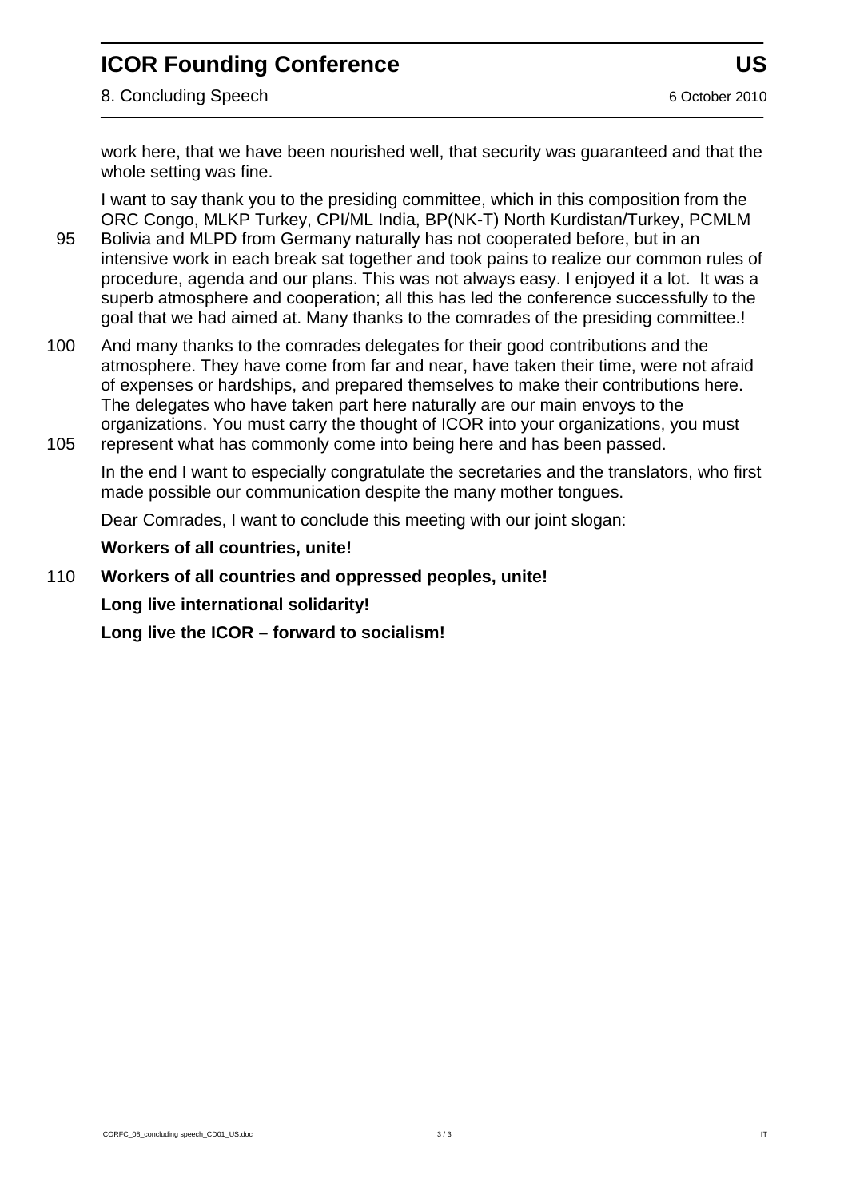work here, that we have been nourished well, that security was guaranteed and that the whole setting was fine.

I want to say thank you to the presiding committee, which in this composition from the ORC Congo, MLKP Turkey, CPI/ML India, BP(NK-T) North Kurdistan/Turkey, PCMLM Bolivia and MLPD from Germany naturally has not cooperated before, but in an intensive work in each break sat together and took pains to realize our common rules of procedure, agenda and our plans. This was not always easy. I enjoyed it a lot. It was a superb atmosphere and cooperation; all this has led the conference successfully to the goal that we had aimed at. Many thanks to the comrades of the presiding committee.!

And many thanks to the comrades delegates for their good contributions and the atmosphere. They have come from far and near, have taken their time, were not afraid of expenses or hardships, and prepared themselves to make their contributions here. The delegates who have taken part here naturally are our main envoys to the organizations. You must carry the thought of ICOR into your organizations, you must represent what has commonly come into being here and has been passed.

In the end I want to especially congratulate the secretaries and the translators, who first made possible our communication despite the many mother tongues.

Dear Comrades, I want to conclude this meeting with our joint slogan:

**Workers of all countries, unite!**

**Workers of all countries and oppressed peoples, unite!**

**Long live international solidarity!**

**Long live the ICOR – forward to socialism!**